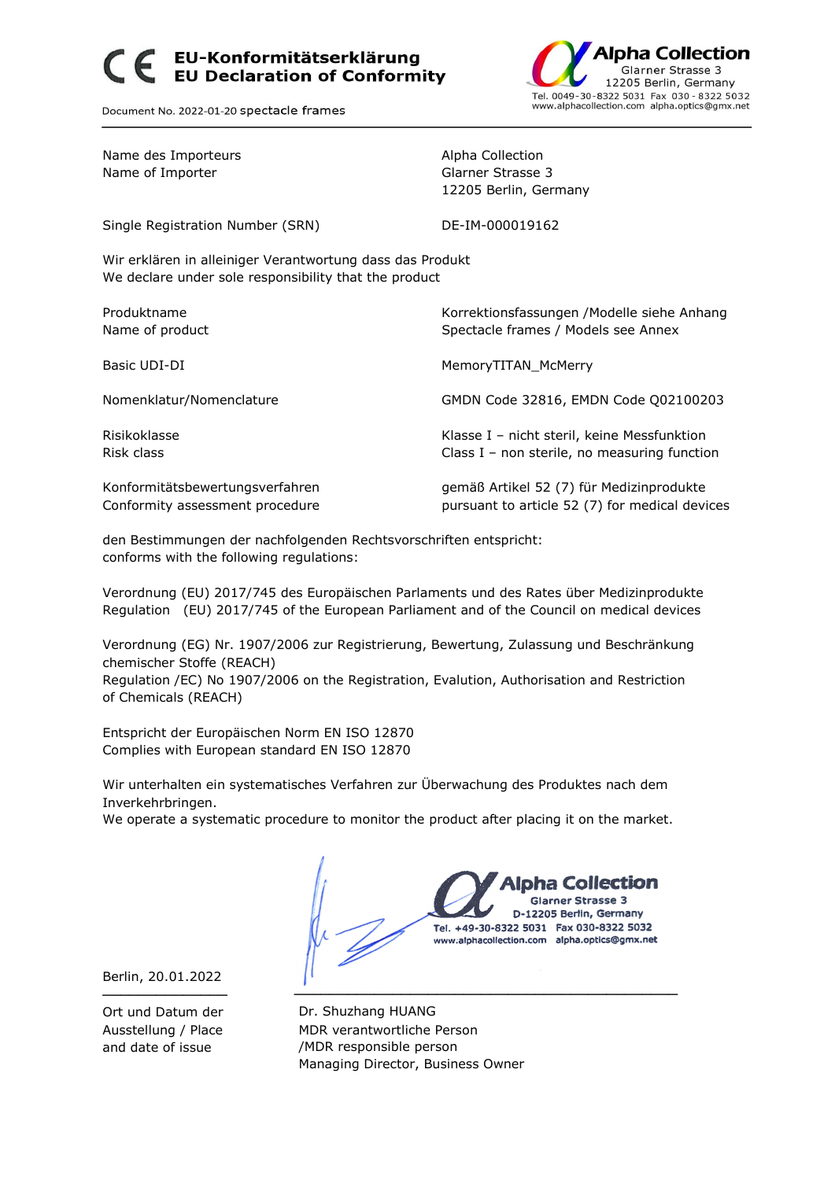# EU-Konformitätserklärung
# EU Declaration of Conformity

Alpha Collection
Glarner Strasse 3
12205 Berlin, Germany
Tel. 0049-30-8322 5031 Fax 030 - 8322 5032
www.alphacollection.com alpha.optics@gmx.net

Document No. 2022-01-20 spectacle frames

| | |
|---|---|
| Name des Importeurs<br>Name of Importer | Alpha Collection<br>Glarner Strasse 3<br>12205 Berlin, Germany |
| Single Registration Number (SRN) | DE-IM-000019162 |

Wir erklären in alleiniger Verantwortung dass das Produkt
We declare under sole responsibility that the product

| | |
|---|---|
| Produktname<br>Name of product | Korrektionsfassungen /Modelle siehe Anhang<br>Spectacle frames / Models see Annex |
| Basic UDI-DI | MemoryTITAN_McMerry |
| Nomenklatur/Nomenclature | GMDN Code 32816, EMDN Code Q02100203 |
| Risikoklasse<br>Risk class | Klasse I – nicht steril, keine Messfunktion<br>Class I – non sterile, no measuring function |
| Konformitätsbewertungsverfahren<br>Conformity assessment procedure | gemäß Artikel 52 (7) für Medizinprodukte<br>pursuant to article 52 (7) for medical devices |

den Bestimmungen der nachfolgenden Rechtsvorschriften entspricht:
conforms with the following regulations:

Verordnung (EU) 2017/745 des Europäischen Parlaments und des Rates über Medizinprodukte
Regulation (EU) 2017/745 of the European Parliament and of the Council on medical devices

Verordnung (EG) Nr. 1907/2006 zur Registrierung, Bewertung, Zulassung und Beschränkung chemischer Stoffe (REACH)
Regulation /EC) No 1907/2006 on the Registration, Evalution, Authorisation and Restriction of Chemicals (REACH)

Entspricht der Europäischen Norm EN ISO 12870
Complies with European standard EN ISO 12870

Wir unterhalten ein systematisches Verfahren zur Überwachung des Produktes nach dem Inverkehrbringen.
We operate a systematic procedure to monitor the product after placing it on the market.

Alpha Collection
Glarner Strasse 3
D-12205 Berlin, Germany
Tel. +49-30-8322 5031 Fax 030-8322 5032
www.alphacollection.com alpha.optics@gmx.net

Berlin, 20.01.2022

Ort und Datum der Ausstellung / Place and date of issue

Dr. Shuzhang HUANG
MDR verantwortliche Person
/MDR responsible person
Managing Director, Business Owner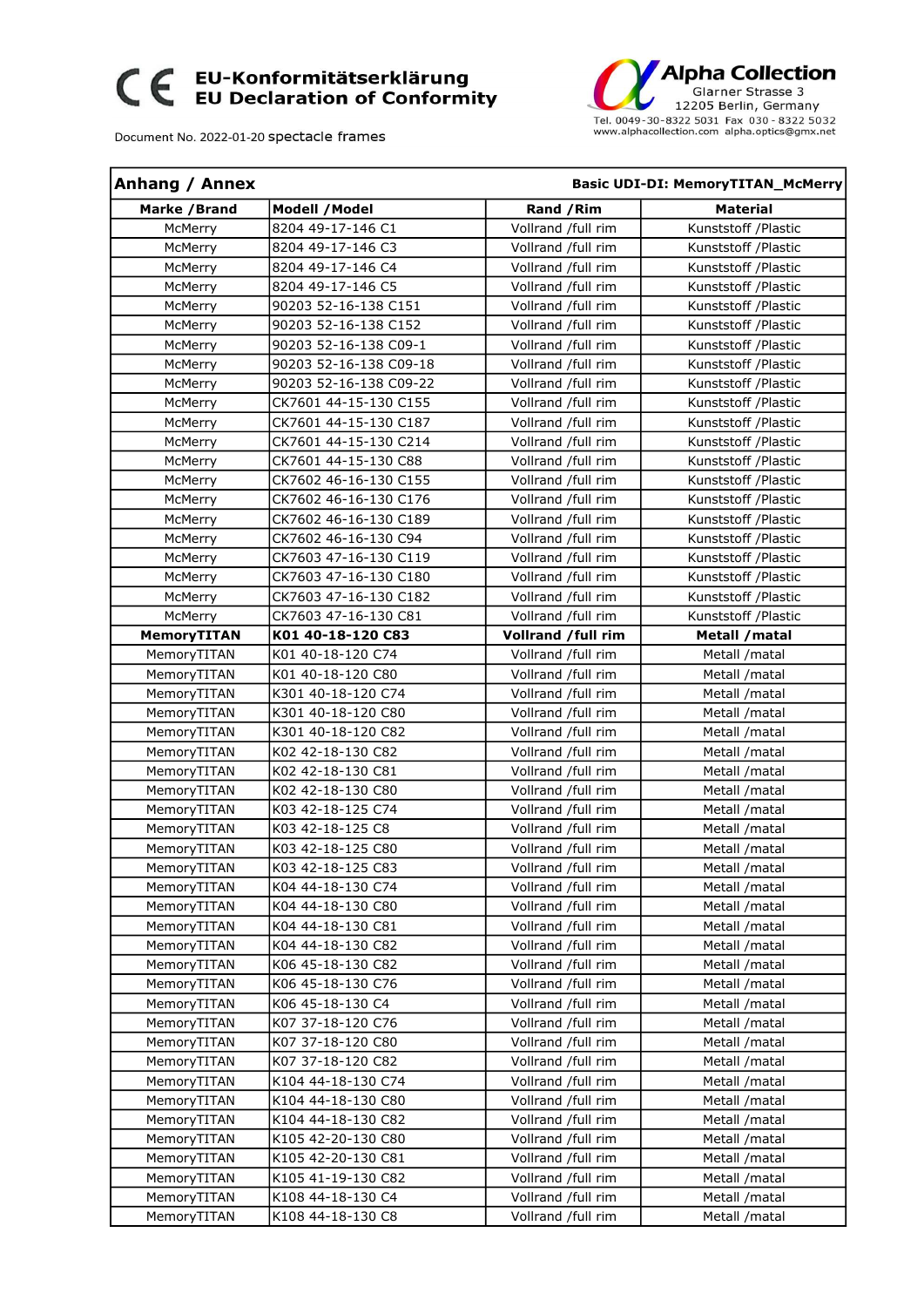# CE EU-Konformitätserklärung EU Declaration of Conformity

Document No. 2022-01-20 spectacle frames

**Alpha Collection**
Glarner Strasse 3
12205 Berlin, Germany
Tel. 0049-30-8322 5031 Fax 030 - 8322 5032
www.alphacollection.com alpha.optics@gmx.net

| **Anhang / Annex** | | | **Basic UDI-DI: MemoryTITAN_McMerry** |
|---|---|---|---|
| **Marke /Brand** | **Modell /Model** | **Rand /Rim** | **Material** |
| McMerry | 8204 49-17-146 C1 | Vollrand /full rim | Kunststoff /Plastic |
| McMerry | 8204 49-17-146 C3 | Vollrand /full rim | Kunststoff /Plastic |
| McMerry | 8204 49-17-146 C4 | Vollrand /full rim | Kunststoff /Plastic |
| McMerry | 8204 49-17-146 C5 | Vollrand /full rim | Kunststoff /Plastic |
| McMerry | 90203 52-16-138 C151 | Vollrand /full rim | Kunststoff /Plastic |
| McMerry | 90203 52-16-138 C152 | Vollrand /full rim | Kunststoff /Plastic |
| McMerry | 90203 52-16-138 C09-1 | Vollrand /full rim | Kunststoff /Plastic |
| McMerry | 90203 52-16-138 C09-18 | Vollrand /full rim | Kunststoff /Plastic |
| McMerry | 90203 52-16-138 C09-22 | Vollrand /full rim | Kunststoff /Plastic |
| McMerry | CK7601 44-15-130 C155 | Vollrand /full rim | Kunststoff /Plastic |
| McMerry | CK7601 44-15-130 C187 | Vollrand /full rim | Kunststoff /Plastic |
| McMerry | CK7601 44-15-130 C214 | Vollrand /full rim | Kunststoff /Plastic |
| McMerry | CK7601 44-15-130 C88 | Vollrand /full rim | Kunststoff /Plastic |
| McMerry | CK7602 46-16-130 C155 | Vollrand /full rim | Kunststoff /Plastic |
| McMerry | CK7602 46-16-130 C176 | Vollrand /full rim | Kunststoff /Plastic |
| McMerry | CK7602 46-16-130 C189 | Vollrand /full rim | Kunststoff /Plastic |
| McMerry | CK7602 46-16-130 C94 | Vollrand /full rim | Kunststoff /Plastic |
| McMerry | CK7603 47-16-130 C119 | Vollrand /full rim | Kunststoff /Plastic |
| McMerry | CK7603 47-16-130 C180 | Vollrand /full rim | Kunststoff /Plastic |
| McMerry | CK7603 47-16-130 C182 | Vollrand /full rim | Kunststoff /Plastic |
| McMerry | CK7603 47-16-130 C81 | Vollrand /full rim | Kunststoff /Plastic |
| **MemoryTITAN** | **K01 40-18-120 C83** | **Vollrand /full rim** | **Metall /matal** |
| MemoryTITAN | K01 40-18-120 C74 | Vollrand /full rim | Metall /matal |
| MemoryTITAN | K01 40-18-120 C80 | Vollrand /full rim | Metall /matal |
| MemoryTITAN | K301 40-18-120 C74 | Vollrand /full rim | Metall /matal |
| MemoryTITAN | K301 40-18-120 C80 | Vollrand /full rim | Metall /matal |
| MemoryTITAN | K301 40-18-120 C82 | Vollrand /full rim | Metall /matal |
| MemoryTITAN | K02 42-18-130 C82 | Vollrand /full rim | Metall /matal |
| MemoryTITAN | K02 42-18-130 C81 | Vollrand /full rim | Metall /matal |
| MemoryTITAN | K02 42-18-130 C80 | Vollrand /full rim | Metall /matal |
| MemoryTITAN | K03 42-18-125 C74 | Vollrand /full rim | Metall /matal |
| MemoryTITAN | K03 42-18-125 C8 | Vollrand /full rim | Metall /matal |
| MemoryTITAN | K03 42-18-125 C80 | Vollrand /full rim | Metall /matal |
| MemoryTITAN | K03 42-18-125 C83 | Vollrand /full rim | Metall /matal |
| MemoryTITAN | K04 44-18-130 C74 | Vollrand /full rim | Metall /matal |
| MemoryTITAN | K04 44-18-130 C80 | Vollrand /full rim | Metall /matal |
| MemoryTITAN | K04 44-18-130 C81 | Vollrand /full rim | Metall /matal |
| MemoryTITAN | K04 44-18-130 C82 | Vollrand /full rim | Metall /matal |
| MemoryTITAN | K06 45-18-130 C82 | Vollrand /full rim | Metall /matal |
| MemoryTITAN | K06 45-18-130 C76 | Vollrand /full rim | Metall /matal |
| MemoryTITAN | K06 45-18-130 C4 | Vollrand /full rim | Metall /matal |
| MemoryTITAN | K07 37-18-120 C76 | Vollrand /full rim | Metall /matal |
| MemoryTITAN | K07 37-18-120 C80 | Vollrand /full rim | Metall /matal |
| MemoryTITAN | K07 37-18-120 C82 | Vollrand /full rim | Metall /matal |
| MemoryTITAN | K104 44-18-130 C74 | Vollrand /full rim | Metall /matal |
| MemoryTITAN | K104 44-18-130 C80 | Vollrand /full rim | Metall /matal |
| MemoryTITAN | K104 44-18-130 C82 | Vollrand /full rim | Metall /matal |
| MemoryTITAN | K105 42-20-130 C80 | Vollrand /full rim | Metall /matal |
| MemoryTITAN | K105 42-20-130 C81 | Vollrand /full rim | Metall /matal |
| MemoryTITAN | K105 41-19-130 C82 | Vollrand /full rim | Metall /matal |
| MemoryTITAN | K108 44-18-130 C4 | Vollrand /full rim | Metall /matal |
| MemoryTITAN | K108 44-18-130 C8 | Vollrand /full rim | Metall /matal |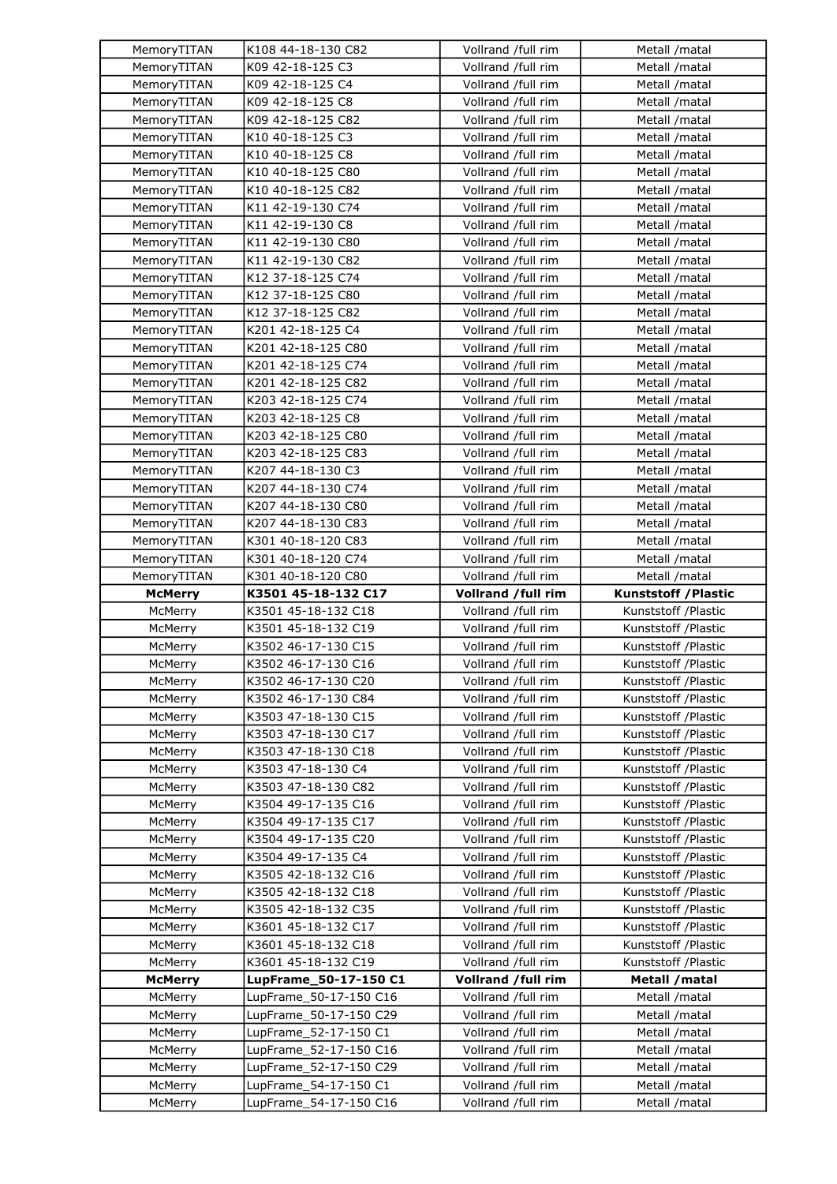| MemoryTITAN | K108 44-18-130 C82 | Vollrand /full rim | Metall /matal |
|---|---|---|---|
| MemoryTITAN | K09 42-18-125 C3 | Vollrand /full rim | Metall /matal |
| MemoryTITAN | K09 42-18-125 C4 | Vollrand /full rim | Metall /matal |
| MemoryTITAN | K09 42-18-125 C8 | Vollrand /full rim | Metall /matal |
| MemoryTITAN | K09 42-18-125 C82 | Vollrand /full rim | Metall /matal |
| MemoryTITAN | K10 40-18-125 C3 | Vollrand /full rim | Metall /matal |
| MemoryTITAN | K10 40-18-125 C8 | Vollrand /full rim | Metall /matal |
| MemoryTITAN | K10 40-18-125 C80 | Vollrand /full rim | Metall /matal |
| MemoryTITAN | K10 40-18-125 C82 | Vollrand /full rim | Metall /matal |
| MemoryTITAN | K11 42-19-130 C74 | Vollrand /full rim | Metall /matal |
| MemoryTITAN | K11 42-19-130 C8 | Vollrand /full rim | Metall /matal |
| MemoryTITAN | K11 42-19-130 C80 | Vollrand /full rim | Metall /matal |
| MemoryTITAN | K11 42-19-130 C82 | Vollrand /full rim | Metall /matal |
| MemoryTITAN | K12 37-18-125 C74 | Vollrand /full rim | Metall /matal |
| MemoryTITAN | K12 37-18-125 C80 | Vollrand /full rim | Metall /matal |
| MemoryTITAN | K12 37-18-125 C82 | Vollrand /full rim | Metall /matal |
| MemoryTITAN | K201 42-18-125 C4 | Vollrand /full rim | Metall /matal |
| MemoryTITAN | K201 42-18-125 C80 | Vollrand /full rim | Metall /matal |
| MemoryTITAN | K201 42-18-125 C74 | Vollrand /full rim | Metall /matal |
| MemoryTITAN | K201 42-18-125 C82 | Vollrand /full rim | Metall /matal |
| MemoryTITAN | K203 42-18-125 C74 | Vollrand /full rim | Metall /matal |
| MemoryTITAN | K203 42-18-125 C8 | Vollrand /full rim | Metall /matal |
| MemoryTITAN | K203 42-18-125 C80 | Vollrand /full rim | Metall /matal |
| MemoryTITAN | K203 42-18-125 C83 | Vollrand /full rim | Metall /matal |
| MemoryTITAN | K207 44-18-130 C3 | Vollrand /full rim | Metall /matal |
| MemoryTITAN | K207 44-18-130 C74 | Vollrand /full rim | Metall /matal |
| MemoryTITAN | K207 44-18-130 C80 | Vollrand /full rim | Metall /matal |
| MemoryTITAN | K207 44-18-130 C83 | Vollrand /full rim | Metall /matal |
| MemoryTITAN | K301 40-18-120 C83 | Vollrand /full rim | Metall /matal |
| MemoryTITAN | K301 40-18-120 C74 | Vollrand /full rim | Metall /matal |
| MemoryTITAN | K301 40-18-120 C80 | Vollrand /full rim | Metall /matal |
| **McMerry** | **K3501 45-18-132 C17** | **Vollrand /full rim** | **Kunststoff /Plastic** |
| McMerry | K3501 45-18-132 C18 | Vollrand /full rim | Kunststoff /Plastic |
| McMerry | K3501 45-18-132 C19 | Vollrand /full rim | Kunststoff /Plastic |
| McMerry | K3502 46-17-130 C15 | Vollrand /full rim | Kunststoff /Plastic |
| McMerry | K3502 46-17-130 C16 | Vollrand /full rim | Kunststoff /Plastic |
| McMerry | K3502 46-17-130 C20 | Vollrand /full rim | Kunststoff /Plastic |
| McMerry | K3502 46-17-130 C84 | Vollrand /full rim | Kunststoff /Plastic |
| McMerry | K3503 47-18-130 C15 | Vollrand /full rim | Kunststoff /Plastic |
| McMerry | K3503 47-18-130 C17 | Vollrand /full rim | Kunststoff /Plastic |
| McMerry | K3503 47-18-130 C18 | Vollrand /full rim | Kunststoff /Plastic |
| McMerry | K3503 47-18-130 C4 | Vollrand /full rim | Kunststoff /Plastic |
| McMerry | K3503 47-18-130 C82 | Vollrand /full rim | Kunststoff /Plastic |
| McMerry | K3504 49-17-135 C16 | Vollrand /full rim | Kunststoff /Plastic |
| McMerry | K3504 49-17-135 C17 | Vollrand /full rim | Kunststoff /Plastic |
| McMerry | K3504 49-17-135 C20 | Vollrand /full rim | Kunststoff /Plastic |
| McMerry | K3504 49-17-135 C4 | Vollrand /full rim | Kunststoff /Plastic |
| McMerry | K3505 42-18-132 C16 | Vollrand /full rim | Kunststoff /Plastic |
| McMerry | K3505 42-18-132 C18 | Vollrand /full rim | Kunststoff /Plastic |
| McMerry | K3505 42-18-132 C35 | Vollrand /full rim | Kunststoff /Plastic |
| McMerry | K3601 45-18-132 C17 | Vollrand /full rim | Kunststoff /Plastic |
| McMerry | K3601 45-18-132 C18 | Vollrand /full rim | Kunststoff /Plastic |
| McMerry | K3601 45-18-132 C19 | Vollrand /full rim | Kunststoff /Plastic |
| **McMerry** | **LupFrame_50-17-150 C1** | **Vollrand /full rim** | **Metall /matal** |
| McMerry | LupFrame_50-17-150 C16 | Vollrand /full rim | Metall /matal |
| McMerry | LupFrame_50-17-150 C29 | Vollrand /full rim | Metall /matal |
| McMerry | LupFrame_52-17-150 C1 | Vollrand /full rim | Metall /matal |
| McMerry | LupFrame_52-17-150 C16 | Vollrand /full rim | Metall /matal |
| McMerry | LupFrame_52-17-150 C29 | Vollrand /full rim | Metall /matal |
| McMerry | LupFrame_54-17-150 C1 | Vollrand /full rim | Metall /matal |
| McMerry | LupFrame_54-17-150 C16 | Vollrand /full rim | Metall /matal |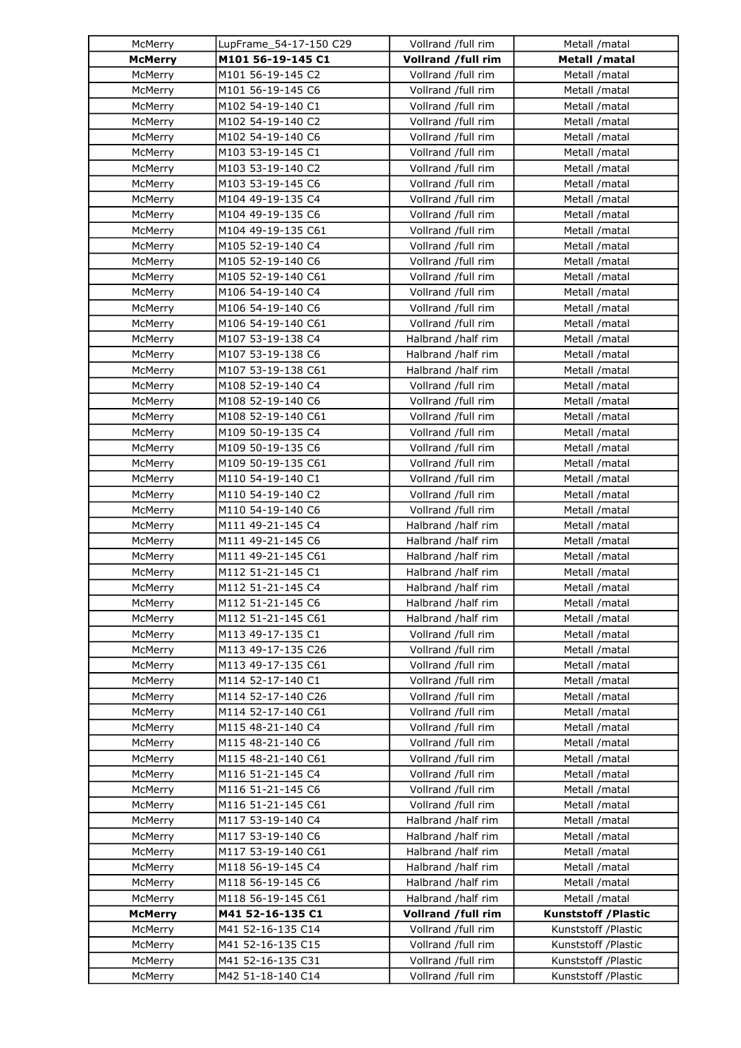| McMerry | LupFrame_54-17-150 C29 | Vollrand /full rim | Metall /matal |
|---|---|---|---|
| **McMerry** | **M101 56-19-145 C1** | **Vollrand /full rim** | **Metall /matal** |
| McMerry | M101 56-19-145 C2 | Vollrand /full rim | Metall /matal |
| McMerry | M101 56-19-145 C6 | Vollrand /full rim | Metall /matal |
| McMerry | M102 54-19-140 C1 | Vollrand /full rim | Metall /matal |
| McMerry | M102 54-19-140 C2 | Vollrand /full rim | Metall /matal |
| McMerry | M102 54-19-140 C6 | Vollrand /full rim | Metall /matal |
| McMerry | M103 53-19-145 C1 | Vollrand /full rim | Metall /matal |
| McMerry | M103 53-19-140 C2 | Vollrand /full rim | Metall /matal |
| McMerry | M103 53-19-145 C6 | Vollrand /full rim | Metall /matal |
| McMerry | M104 49-19-135 C4 | Vollrand /full rim | Metall /matal |
| McMerry | M104 49-19-135 C6 | Vollrand /full rim | Metall /matal |
| McMerry | M104 49-19-135 C61 | Vollrand /full rim | Metall /matal |
| McMerry | M105 52-19-140 C4 | Vollrand /full rim | Metall /matal |
| McMerry | M105 52-19-140 C6 | Vollrand /full rim | Metall /matal |
| McMerry | M105 52-19-140 C61 | Vollrand /full rim | Metall /matal |
| McMerry | M106 54-19-140 C4 | Vollrand /full rim | Metall /matal |
| McMerry | M106 54-19-140 C6 | Vollrand /full rim | Metall /matal |
| McMerry | M106 54-19-140 C61 | Vollrand /full rim | Metall /matal |
| McMerry | M107 53-19-138 C4 | Halbrand /half rim | Metall /matal |
| McMerry | M107 53-19-138 C6 | Halbrand /half rim | Metall /matal |
| McMerry | M107 53-19-138 C61 | Halbrand /half rim | Metall /matal |
| McMerry | M108 52-19-140 C4 | Vollrand /full rim | Metall /matal |
| McMerry | M108 52-19-140 C6 | Vollrand /full rim | Metall /matal |
| McMerry | M108 52-19-140 C61 | Vollrand /full rim | Metall /matal |
| McMerry | M109 50-19-135 C4 | Vollrand /full rim | Metall /matal |
| McMerry | M109 50-19-135 C6 | Vollrand /full rim | Metall /matal |
| McMerry | M109 50-19-135 C61 | Vollrand /full rim | Metall /matal |
| McMerry | M110 54-19-140 C1 | Vollrand /full rim | Metall /matal |
| McMerry | M110 54-19-140 C2 | Vollrand /full rim | Metall /matal |
| McMerry | M110 54-19-140 C6 | Vollrand /full rim | Metall /matal |
| McMerry | M111 49-21-145 C4 | Halbrand /half rim | Metall /matal |
| McMerry | M111 49-21-145 C6 | Halbrand /half rim | Metall /matal |
| McMerry | M111 49-21-145 C61 | Halbrand /half rim | Metall /matal |
| McMerry | M112 51-21-145 C1 | Halbrand /half rim | Metall /matal |
| McMerry | M112 51-21-145 C4 | Halbrand /half rim | Metall /matal |
| McMerry | M112 51-21-145 C6 | Halbrand /half rim | Metall /matal |
| McMerry | M112 51-21-145 C61 | Halbrand /half rim | Metall /matal |
| McMerry | M113 49-17-135 C1 | Vollrand /full rim | Metall /matal |
| McMerry | M113 49-17-135 C26 | Vollrand /full rim | Metall /matal |
| McMerry | M113 49-17-135 C61 | Vollrand /full rim | Metall /matal |
| McMerry | M114 52-17-140 C1 | Vollrand /full rim | Metall /matal |
| McMerry | M114 52-17-140 C26 | Vollrand /full rim | Metall /matal |
| McMerry | M114 52-17-140 C61 | Vollrand /full rim | Metall /matal |
| McMerry | M115 48-21-140 C4 | Vollrand /full rim | Metall /matal |
| McMerry | M115 48-21-140 C6 | Vollrand /full rim | Metall /matal |
| McMerry | M115 48-21-140 C61 | Vollrand /full rim | Metall /matal |
| McMerry | M116 51-21-145 C4 | Vollrand /full rim | Metall /matal |
| McMerry | M116 51-21-145 C6 | Vollrand /full rim | Metall /matal |
| McMerry | M116 51-21-145 C61 | Vollrand /full rim | Metall /matal |
| McMerry | M117 53-19-140 C4 | Halbrand /half rim | Metall /matal |
| McMerry | M117 53-19-140 C6 | Halbrand /half rim | Metall /matal |
| McMerry | M117 53-19-140 C61 | Halbrand /half rim | Metall /matal |
| McMerry | M118 56-19-145 C4 | Halbrand /half rim | Metall /matal |
| McMerry | M118 56-19-145 C6 | Halbrand /half rim | Metall /matal |
| McMerry | M118 56-19-145 C61 | Halbrand /half rim | Metall /matal |
| **McMerry** | **M41 52-16-135 C1** | **Vollrand /full rim** | **Kunststoff /Plastic** |
| McMerry | M41 52-16-135 C14 | Vollrand /full rim | Kunststoff /Plastic |
| McMerry | M41 52-16-135 C15 | Vollrand /full rim | Kunststoff /Plastic |
| McMerry | M41 52-16-135 C31 | Vollrand /full rim | Kunststoff /Plastic |
| McMerry | M42 51-18-140 C14 | Vollrand /full rim | Kunststoff /Plastic |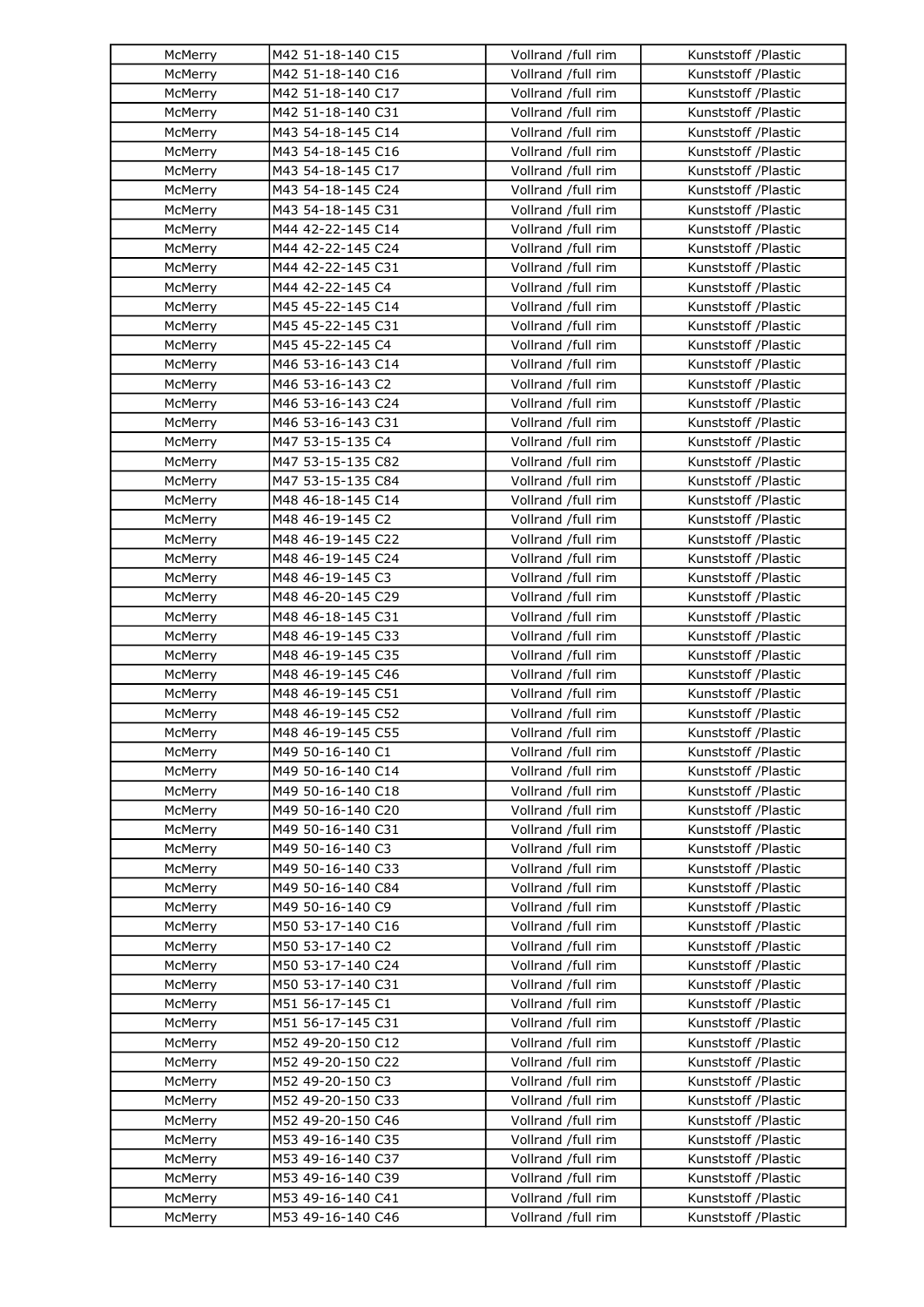| McMerry | M42 51-18-140 C15 | Vollrand /full rim | Kunststoff /Plastic |
|---|---|---|---|
| McMerry | M42 51-18-140 C16 | Vollrand /full rim | Kunststoff /Plastic |
| McMerry | M42 51-18-140 C17 | Vollrand /full rim | Kunststoff /Plastic |
| McMerry | M42 51-18-140 C31 | Vollrand /full rim | Kunststoff /Plastic |
| McMerry | M43 54-18-145 C14 | Vollrand /full rim | Kunststoff /Plastic |
| McMerry | M43 54-18-145 C16 | Vollrand /full rim | Kunststoff /Plastic |
| McMerry | M43 54-18-145 C17 | Vollrand /full rim | Kunststoff /Plastic |
| McMerry | M43 54-18-145 C24 | Vollrand /full rim | Kunststoff /Plastic |
| McMerry | M43 54-18-145 C31 | Vollrand /full rim | Kunststoff /Plastic |
| McMerry | M44 42-22-145 C14 | Vollrand /full rim | Kunststoff /Plastic |
| McMerry | M44 42-22-145 C24 | Vollrand /full rim | Kunststoff /Plastic |
| McMerry | M44 42-22-145 C31 | Vollrand /full rim | Kunststoff /Plastic |
| McMerry | M44 42-22-145 C4 | Vollrand /full rim | Kunststoff /Plastic |
| McMerry | M45 45-22-145 C14 | Vollrand /full rim | Kunststoff /Plastic |
| McMerry | M45 45-22-145 C31 | Vollrand /full rim | Kunststoff /Plastic |
| McMerry | M45 45-22-145 C4 | Vollrand /full rim | Kunststoff /Plastic |
| McMerry | M46 53-16-143 C14 | Vollrand /full rim | Kunststoff /Plastic |
| McMerry | M46 53-16-143 C2 | Vollrand /full rim | Kunststoff /Plastic |
| McMerry | M46 53-16-143 C24 | Vollrand /full rim | Kunststoff /Plastic |
| McMerry | M46 53-16-143 C31 | Vollrand /full rim | Kunststoff /Plastic |
| McMerry | M47 53-15-135 C4 | Vollrand /full rim | Kunststoff /Plastic |
| McMerry | M47 53-15-135 C82 | Vollrand /full rim | Kunststoff /Plastic |
| McMerry | M47 53-15-135 C84 | Vollrand /full rim | Kunststoff /Plastic |
| McMerry | M48 46-18-145 C14 | Vollrand /full rim | Kunststoff /Plastic |
| McMerry | M48 46-19-145 C2 | Vollrand /full rim | Kunststoff /Plastic |
| McMerry | M48 46-19-145 C22 | Vollrand /full rim | Kunststoff /Plastic |
| McMerry | M48 46-19-145 C24 | Vollrand /full rim | Kunststoff /Plastic |
| McMerry | M48 46-19-145 C3 | Vollrand /full rim | Kunststoff /Plastic |
| McMerry | M48 46-20-145 C29 | Vollrand /full rim | Kunststoff /Plastic |
| McMerry | M48 46-18-145 C31 | Vollrand /full rim | Kunststoff /Plastic |
| McMerry | M48 46-19-145 C33 | Vollrand /full rim | Kunststoff /Plastic |
| McMerry | M48 46-19-145 C35 | Vollrand /full rim | Kunststoff /Plastic |
| McMerry | M48 46-19-145 C46 | Vollrand /full rim | Kunststoff /Plastic |
| McMerry | M48 46-19-145 C51 | Vollrand /full rim | Kunststoff /Plastic |
| McMerry | M48 46-19-145 C52 | Vollrand /full rim | Kunststoff /Plastic |
| McMerry | M48 46-19-145 C55 | Vollrand /full rim | Kunststoff /Plastic |
| McMerry | M49 50-16-140 C1 | Vollrand /full rim | Kunststoff /Plastic |
| McMerry | M49 50-16-140 C14 | Vollrand /full rim | Kunststoff /Plastic |
| McMerry | M49 50-16-140 C18 | Vollrand /full rim | Kunststoff /Plastic |
| McMerry | M49 50-16-140 C20 | Vollrand /full rim | Kunststoff /Plastic |
| McMerry | M49 50-16-140 C31 | Vollrand /full rim | Kunststoff /Plastic |
| McMerry | M49 50-16-140 C3 | Vollrand /full rim | Kunststoff /Plastic |
| McMerry | M49 50-16-140 C33 | Vollrand /full rim | Kunststoff /Plastic |
| McMerry | M49 50-16-140 C84 | Vollrand /full rim | Kunststoff /Plastic |
| McMerry | M49 50-16-140 C9 | Vollrand /full rim | Kunststoff /Plastic |
| McMerry | M50 53-17-140 C16 | Vollrand /full rim | Kunststoff /Plastic |
| McMerry | M50 53-17-140 C2 | Vollrand /full rim | Kunststoff /Plastic |
| McMerry | M50 53-17-140 C24 | Vollrand /full rim | Kunststoff /Plastic |
| McMerry | M50 53-17-140 C31 | Vollrand /full rim | Kunststoff /Plastic |
| McMerry | M51 56-17-145 C1 | Vollrand /full rim | Kunststoff /Plastic |
| McMerry | M51 56-17-145 C31 | Vollrand /full rim | Kunststoff /Plastic |
| McMerry | M52 49-20-150 C12 | Vollrand /full rim | Kunststoff /Plastic |
| McMerry | M52 49-20-150 C22 | Vollrand /full rim | Kunststoff /Plastic |
| McMerry | M52 49-20-150 C3 | Vollrand /full rim | Kunststoff /Plastic |
| McMerry | M52 49-20-150 C33 | Vollrand /full rim | Kunststoff /Plastic |
| McMerry | M52 49-20-150 C46 | Vollrand /full rim | Kunststoff /Plastic |
| McMerry | M53 49-16-140 C35 | Vollrand /full rim | Kunststoff /Plastic |
| McMerry | M53 49-16-140 C37 | Vollrand /full rim | Kunststoff /Plastic |
| McMerry | M53 49-16-140 C39 | Vollrand /full rim | Kunststoff /Plastic |
| McMerry | M53 49-16-140 C41 | Vollrand /full rim | Kunststoff /Plastic |
| McMerry | M53 49-16-140 C46 | Vollrand /full rim | Kunststoff /Plastic |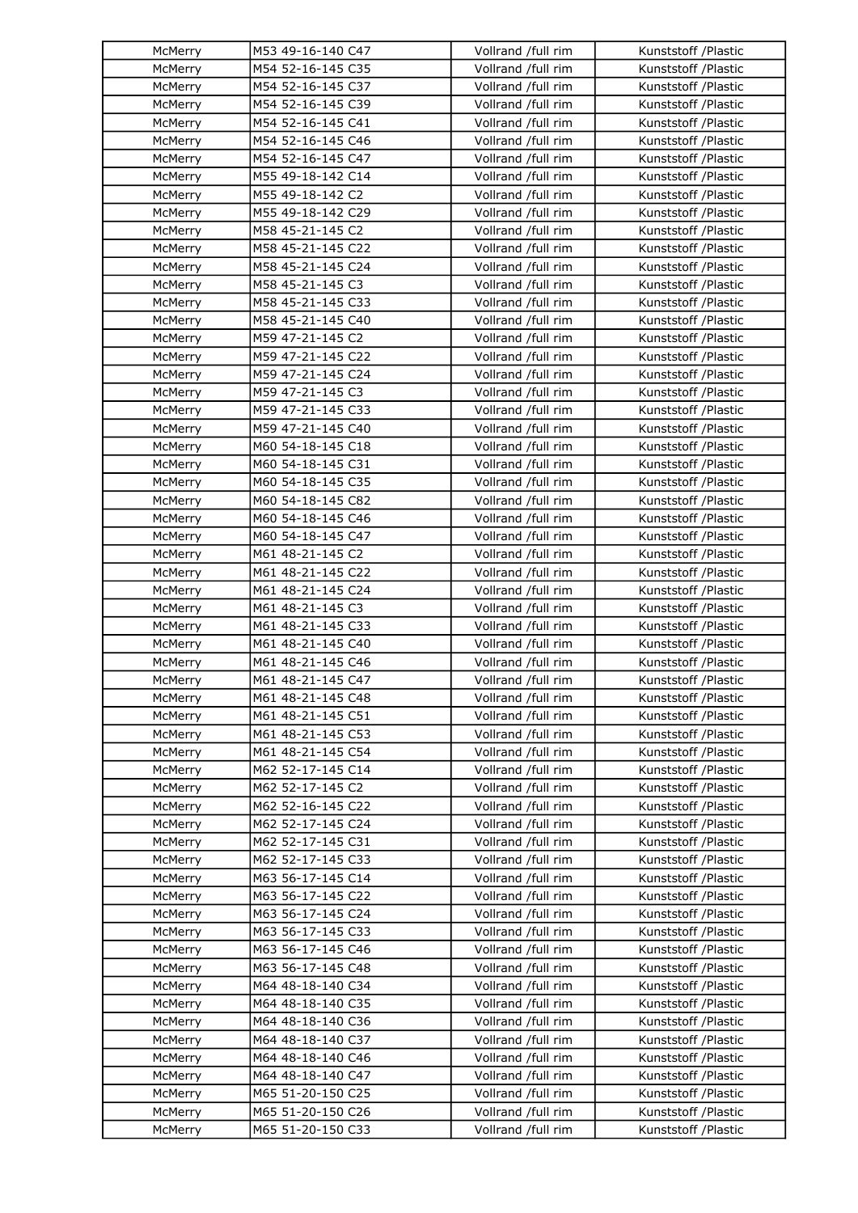| | | | |
|---|---|---|---|
| McMerry | M53 49-16-140 C47 | Vollrand /full rim | Kunststoff /Plastic |
| McMerry | M54 52-16-145 C35 | Vollrand /full rim | Kunststoff /Plastic |
| McMerry | M54 52-16-145 C37 | Vollrand /full rim | Kunststoff /Plastic |
| McMerry | M54 52-16-145 C39 | Vollrand /full rim | Kunststoff /Plastic |
| McMerry | M54 52-16-145 C41 | Vollrand /full rim | Kunststoff /Plastic |
| McMerry | M54 52-16-145 C46 | Vollrand /full rim | Kunststoff /Plastic |
| McMerry | M54 52-16-145 C47 | Vollrand /full rim | Kunststoff /Plastic |
| McMerry | M55 49-18-142 C14 | Vollrand /full rim | Kunststoff /Plastic |
| McMerry | M55 49-18-142 C2 | Vollrand /full rim | Kunststoff /Plastic |
| McMerry | M55 49-18-142 C29 | Vollrand /full rim | Kunststoff /Plastic |
| McMerry | M58 45-21-145 C2 | Vollrand /full rim | Kunststoff /Plastic |
| McMerry | M58 45-21-145 C22 | Vollrand /full rim | Kunststoff /Plastic |
| McMerry | M58 45-21-145 C24 | Vollrand /full rim | Kunststoff /Plastic |
| McMerry | M58 45-21-145 C3 | Vollrand /full rim | Kunststoff /Plastic |
| McMerry | M58 45-21-145 C33 | Vollrand /full rim | Kunststoff /Plastic |
| McMerry | M58 45-21-145 C40 | Vollrand /full rim | Kunststoff /Plastic |
| McMerry | M59 47-21-145 C2 | Vollrand /full rim | Kunststoff /Plastic |
| McMerry | M59 47-21-145 C22 | Vollrand /full rim | Kunststoff /Plastic |
| McMerry | M59 47-21-145 C24 | Vollrand /full rim | Kunststoff /Plastic |
| McMerry | M59 47-21-145 C3 | Vollrand /full rim | Kunststoff /Plastic |
| McMerry | M59 47-21-145 C33 | Vollrand /full rim | Kunststoff /Plastic |
| McMerry | M59 47-21-145 C40 | Vollrand /full rim | Kunststoff /Plastic |
| McMerry | M60 54-18-145 C18 | Vollrand /full rim | Kunststoff /Plastic |
| McMerry | M60 54-18-145 C31 | Vollrand /full rim | Kunststoff /Plastic |
| McMerry | M60 54-18-145 C35 | Vollrand /full rim | Kunststoff /Plastic |
| McMerry | M60 54-18-145 C82 | Vollrand /full rim | Kunststoff /Plastic |
| McMerry | M60 54-18-145 C46 | Vollrand /full rim | Kunststoff /Plastic |
| McMerry | M60 54-18-145 C47 | Vollrand /full rim | Kunststoff /Plastic |
| McMerry | M61 48-21-145 C2 | Vollrand /full rim | Kunststoff /Plastic |
| McMerry | M61 48-21-145 C22 | Vollrand /full rim | Kunststoff /Plastic |
| McMerry | M61 48-21-145 C24 | Vollrand /full rim | Kunststoff /Plastic |
| McMerry | M61 48-21-145 C3 | Vollrand /full rim | Kunststoff /Plastic |
| McMerry | M61 48-21-145 C33 | Vollrand /full rim | Kunststoff /Plastic |
| McMerry | M61 48-21-145 C40 | Vollrand /full rim | Kunststoff /Plastic |
| McMerry | M61 48-21-145 C46 | Vollrand /full rim | Kunststoff /Plastic |
| McMerry | M61 48-21-145 C47 | Vollrand /full rim | Kunststoff /Plastic |
| McMerry | M61 48-21-145 C48 | Vollrand /full rim | Kunststoff /Plastic |
| McMerry | M61 48-21-145 C51 | Vollrand /full rim | Kunststoff /Plastic |
| McMerry | M61 48-21-145 C53 | Vollrand /full rim | Kunststoff /Plastic |
| McMerry | M61 48-21-145 C54 | Vollrand /full rim | Kunststoff /Plastic |
| McMerry | M62 52-17-145 C14 | Vollrand /full rim | Kunststoff /Plastic |
| McMerry | M62 52-17-145 C2 | Vollrand /full rim | Kunststoff /Plastic |
| McMerry | M62 52-16-145 C22 | Vollrand /full rim | Kunststoff /Plastic |
| McMerry | M62 52-17-145 C24 | Vollrand /full rim | Kunststoff /Plastic |
| McMerry | M62 52-17-145 C31 | Vollrand /full rim | Kunststoff /Plastic |
| McMerry | M62 52-17-145 C33 | Vollrand /full rim | Kunststoff /Plastic |
| McMerry | M63 56-17-145 C14 | Vollrand /full rim | Kunststoff /Plastic |
| McMerry | M63 56-17-145 C22 | Vollrand /full rim | Kunststoff /Plastic |
| McMerry | M63 56-17-145 C24 | Vollrand /full rim | Kunststoff /Plastic |
| McMerry | M63 56-17-145 C33 | Vollrand /full rim | Kunststoff /Plastic |
| McMerry | M63 56-17-145 C46 | Vollrand /full rim | Kunststoff /Plastic |
| McMerry | M63 56-17-145 C48 | Vollrand /full rim | Kunststoff /Plastic |
| McMerry | M64 48-18-140 C34 | Vollrand /full rim | Kunststoff /Plastic |
| McMerry | M64 48-18-140 C35 | Vollrand /full rim | Kunststoff /Plastic |
| McMerry | M64 48-18-140 C36 | Vollrand /full rim | Kunststoff /Plastic |
| McMerry | M64 48-18-140 C37 | Vollrand /full rim | Kunststoff /Plastic |
| McMerry | M64 48-18-140 C46 | Vollrand /full rim | Kunststoff /Plastic |
| McMerry | M64 48-18-140 C47 | Vollrand /full rim | Kunststoff /Plastic |
| McMerry | M65 51-20-150 C25 | Vollrand /full rim | Kunststoff /Plastic |
| McMerry | M65 51-20-150 C26 | Vollrand /full rim | Kunststoff /Plastic |
| McMerry | M65 51-20-150 C33 | Vollrand /full rim | Kunststoff /Plastic |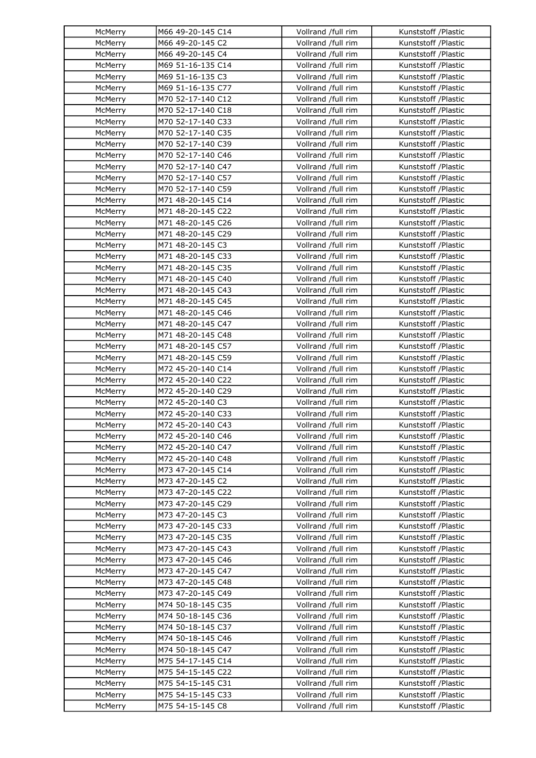| McMerry | M66 49-20-145 C14 | Vollrand /full rim | Kunststoff /Plastic |
|---|---|---|---|
| McMerry | M66 49-20-145 C2 | Vollrand /full rim | Kunststoff /Plastic |
| McMerry | M66 49-20-145 C4 | Vollrand /full rim | Kunststoff /Plastic |
| McMerry | M69 51-16-135 C14 | Vollrand /full rim | Kunststoff /Plastic |
| McMerry | M69 51-16-135 C3 | Vollrand /full rim | Kunststoff /Plastic |
| McMerry | M69 51-16-135 C77 | Vollrand /full rim | Kunststoff /Plastic |
| McMerry | M70 52-17-140 C12 | Vollrand /full rim | Kunststoff /Plastic |
| McMerry | M70 52-17-140 C18 | Vollrand /full rim | Kunststoff /Plastic |
| McMerry | M70 52-17-140 C33 | Vollrand /full rim | Kunststoff /Plastic |
| McMerry | M70 52-17-140 C35 | Vollrand /full rim | Kunststoff /Plastic |
| McMerry | M70 52-17-140 C39 | Vollrand /full rim | Kunststoff /Plastic |
| McMerry | M70 52-17-140 C46 | Vollrand /full rim | Kunststoff /Plastic |
| McMerry | M70 52-17-140 C47 | Vollrand /full rim | Kunststoff /Plastic |
| McMerry | M70 52-17-140 C57 | Vollrand /full rim | Kunststoff /Plastic |
| McMerry | M70 52-17-140 C59 | Vollrand /full rim | Kunststoff /Plastic |
| McMerry | M71 48-20-145 C14 | Vollrand /full rim | Kunststoff /Plastic |
| McMerry | M71 48-20-145 C22 | Vollrand /full rim | Kunststoff /Plastic |
| McMerry | M71 48-20-145 C26 | Vollrand /full rim | Kunststoff /Plastic |
| McMerry | M71 48-20-145 C29 | Vollrand /full rim | Kunststoff /Plastic |
| McMerry | M71 48-20-145 C3 | Vollrand /full rim | Kunststoff /Plastic |
| McMerry | M71 48-20-145 C33 | Vollrand /full rim | Kunststoff /Plastic |
| McMerry | M71 48-20-145 C35 | Vollrand /full rim | Kunststoff /Plastic |
| McMerry | M71 48-20-145 C40 | Vollrand /full rim | Kunststoff /Plastic |
| McMerry | M71 48-20-145 C43 | Vollrand /full rim | Kunststoff /Plastic |
| McMerry | M71 48-20-145 C45 | Vollrand /full rim | Kunststoff /Plastic |
| McMerry | M71 48-20-145 C46 | Vollrand /full rim | Kunststoff /Plastic |
| McMerry | M71 48-20-145 C47 | Vollrand /full rim | Kunststoff /Plastic |
| McMerry | M71 48-20-145 C48 | Vollrand /full rim | Kunststoff /Plastic |
| McMerry | M71 48-20-145 C57 | Vollrand /full rim | Kunststoff /Plastic |
| McMerry | M71 48-20-145 C59 | Vollrand /full rim | Kunststoff /Plastic |
| McMerry | M72 45-20-140 C14 | Vollrand /full rim | Kunststoff /Plastic |
| McMerry | M72 45-20-140 C22 | Vollrand /full rim | Kunststoff /Plastic |
| McMerry | M72 45-20-140 C29 | Vollrand /full rim | Kunststoff /Plastic |
| McMerry | M72 45-20-140 C3 | Vollrand /full rim | Kunststoff /Plastic |
| McMerry | M72 45-20-140 C33 | Vollrand /full rim | Kunststoff /Plastic |
| McMerry | M72 45-20-140 C43 | Vollrand /full rim | Kunststoff /Plastic |
| McMerry | M72 45-20-140 C46 | Vollrand /full rim | Kunststoff /Plastic |
| McMerry | M72 45-20-140 C47 | Vollrand /full rim | Kunststoff /Plastic |
| McMerry | M72 45-20-140 C48 | Vollrand /full rim | Kunststoff /Plastic |
| McMerry | M73 47-20-145 C14 | Vollrand /full rim | Kunststoff /Plastic |
| McMerry | M73 47-20-145 C2 | Vollrand /full rim | Kunststoff /Plastic |
| McMerry | M73 47-20-145 C22 | Vollrand /full rim | Kunststoff /Plastic |
| McMerry | M73 47-20-145 C29 | Vollrand /full rim | Kunststoff /Plastic |
| McMerry | M73 47-20-145 C3 | Vollrand /full rim | Kunststoff /Plastic |
| McMerry | M73 47-20-145 C33 | Vollrand /full rim | Kunststoff /Plastic |
| McMerry | M73 47-20-145 C35 | Vollrand /full rim | Kunststoff /Plastic |
| McMerry | M73 47-20-145 C43 | Vollrand /full rim | Kunststoff /Plastic |
| McMerry | M73 47-20-145 C46 | Vollrand /full rim | Kunststoff /Plastic |
| McMerry | M73 47-20-145 C47 | Vollrand /full rim | Kunststoff /Plastic |
| McMerry | M73 47-20-145 C48 | Vollrand /full rim | Kunststoff /Plastic |
| McMerry | M73 47-20-145 C49 | Vollrand /full rim | Kunststoff /Plastic |
| McMerry | M74 50-18-145 C35 | Vollrand /full rim | Kunststoff /Plastic |
| McMerry | M74 50-18-145 C36 | Vollrand /full rim | Kunststoff /Plastic |
| McMerry | M74 50-18-145 C37 | Vollrand /full rim | Kunststoff /Plastic |
| McMerry | M74 50-18-145 C46 | Vollrand /full rim | Kunststoff /Plastic |
| McMerry | M74 50-18-145 C47 | Vollrand /full rim | Kunststoff /Plastic |
| McMerry | M75 54-17-145 C14 | Vollrand /full rim | Kunststoff /Plastic |
| McMerry | M75 54-15-145 C22 | Vollrand /full rim | Kunststoff /Plastic |
| McMerry | M75 54-15-145 C31 | Vollrand /full rim | Kunststoff /Plastic |
| McMerry | M75 54-15-145 C33 | Vollrand /full rim | Kunststoff /Plastic |
| McMerry | M75 54-15-145 C8 | Vollrand /full rim | Kunststoff /Plastic |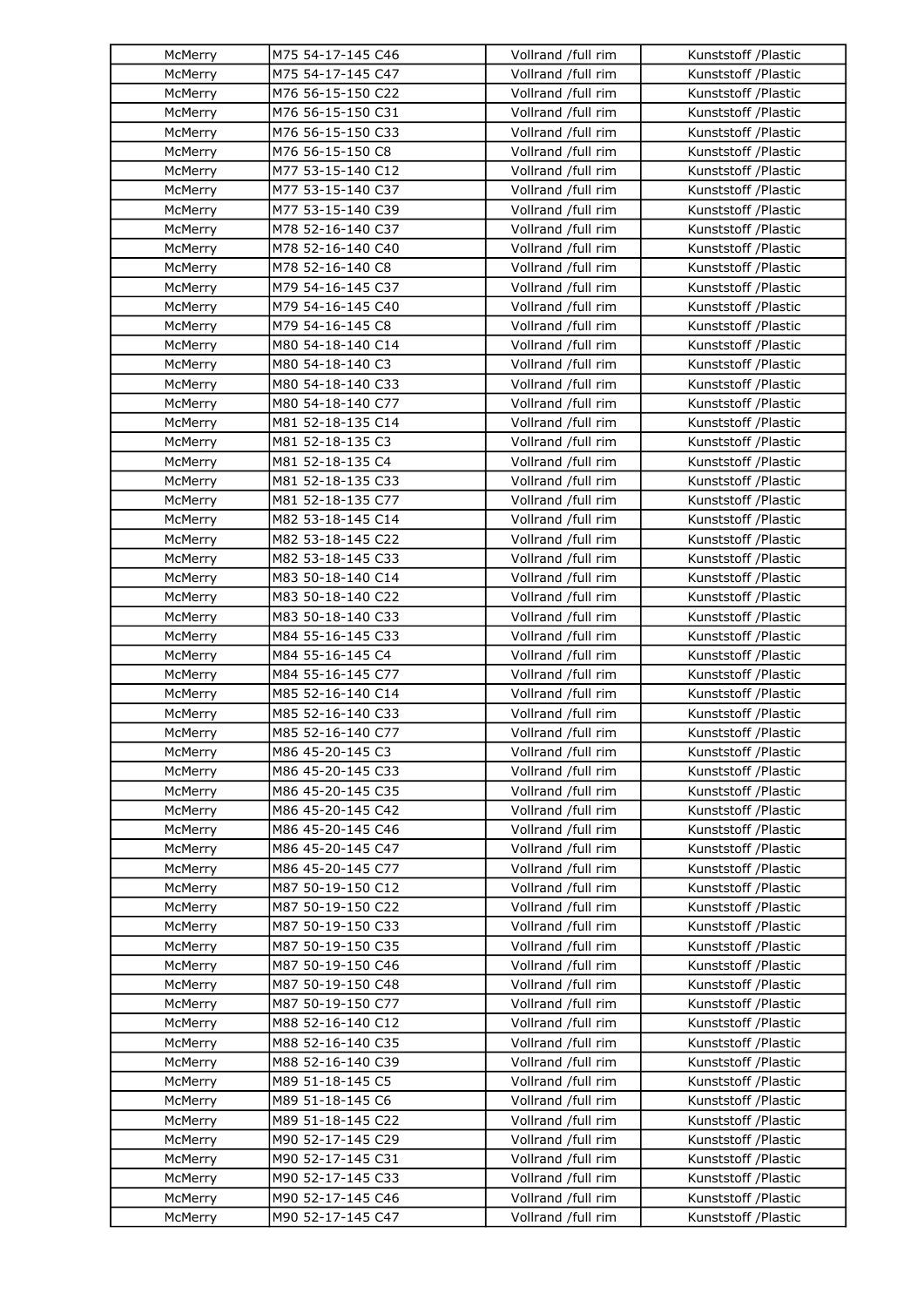| McMerry | M75 54-17-145 C46 | Vollrand /full rim | Kunststoff /Plastic |
|---|---|---|---|
| McMerry | M75 54-17-145 C47 | Vollrand /full rim | Kunststoff /Plastic |
| McMerry | M76 56-15-150 C22 | Vollrand /full rim | Kunststoff /Plastic |
| McMerry | M76 56-15-150 C31 | Vollrand /full rim | Kunststoff /Plastic |
| McMerry | M76 56-15-150 C33 | Vollrand /full rim | Kunststoff /Plastic |
| McMerry | M76 56-15-150 C8 | Vollrand /full rim | Kunststoff /Plastic |
| McMerry | M77 53-15-140 C12 | Vollrand /full rim | Kunststoff /Plastic |
| McMerry | M77 53-15-140 C37 | Vollrand /full rim | Kunststoff /Plastic |
| McMerry | M77 53-15-140 C39 | Vollrand /full rim | Kunststoff /Plastic |
| McMerry | M78 52-16-140 C37 | Vollrand /full rim | Kunststoff /Plastic |
| McMerry | M78 52-16-140 C40 | Vollrand /full rim | Kunststoff /Plastic |
| McMerry | M78 52-16-140 C8 | Vollrand /full rim | Kunststoff /Plastic |
| McMerry | M79 54-16-145 C37 | Vollrand /full rim | Kunststoff /Plastic |
| McMerry | M79 54-16-145 C40 | Vollrand /full rim | Kunststoff /Plastic |
| McMerry | M79 54-16-145 C8 | Vollrand /full rim | Kunststoff /Plastic |
| McMerry | M80 54-18-140 C14 | Vollrand /full rim | Kunststoff /Plastic |
| McMerry | M80 54-18-140 C3 | Vollrand /full rim | Kunststoff /Plastic |
| McMerry | M80 54-18-140 C33 | Vollrand /full rim | Kunststoff /Plastic |
| McMerry | M80 54-18-140 C77 | Vollrand /full rim | Kunststoff /Plastic |
| McMerry | M81 52-18-135 C14 | Vollrand /full rim | Kunststoff /Plastic |
| McMerry | M81 52-18-135 C3 | Vollrand /full rim | Kunststoff /Plastic |
| McMerry | M81 52-18-135 C4 | Vollrand /full rim | Kunststoff /Plastic |
| McMerry | M81 52-18-135 C33 | Vollrand /full rim | Kunststoff /Plastic |
| McMerry | M81 52-18-135 C77 | Vollrand /full rim | Kunststoff /Plastic |
| McMerry | M82 53-18-145 C14 | Vollrand /full rim | Kunststoff /Plastic |
| McMerry | M82 53-18-145 C22 | Vollrand /full rim | Kunststoff /Plastic |
| McMerry | M82 53-18-145 C33 | Vollrand /full rim | Kunststoff /Plastic |
| McMerry | M83 50-18-140 C14 | Vollrand /full rim | Kunststoff /Plastic |
| McMerry | M83 50-18-140 C22 | Vollrand /full rim | Kunststoff /Plastic |
| McMerry | M83 50-18-140 C33 | Vollrand /full rim | Kunststoff /Plastic |
| McMerry | M84 55-16-145 C33 | Vollrand /full rim | Kunststoff /Plastic |
| McMerry | M84 55-16-145 C4 | Vollrand /full rim | Kunststoff /Plastic |
| McMerry | M84 55-16-145 C77 | Vollrand /full rim | Kunststoff /Plastic |
| McMerry | M85 52-16-140 C14 | Vollrand /full rim | Kunststoff /Plastic |
| McMerry | M85 52-16-140 C33 | Vollrand /full rim | Kunststoff /Plastic |
| McMerry | M85 52-16-140 C77 | Vollrand /full rim | Kunststoff /Plastic |
| McMerry | M86 45-20-145 C3 | Vollrand /full rim | Kunststoff /Plastic |
| McMerry | M86 45-20-145 C33 | Vollrand /full rim | Kunststoff /Plastic |
| McMerry | M86 45-20-145 C35 | Vollrand /full rim | Kunststoff /Plastic |
| McMerry | M86 45-20-145 C42 | Vollrand /full rim | Kunststoff /Plastic |
| McMerry | M86 45-20-145 C46 | Vollrand /full rim | Kunststoff /Plastic |
| McMerry | M86 45-20-145 C47 | Vollrand /full rim | Kunststoff /Plastic |
| McMerry | M86 45-20-145 C77 | Vollrand /full rim | Kunststoff /Plastic |
| McMerry | M87 50-19-150 C12 | Vollrand /full rim | Kunststoff /Plastic |
| McMerry | M87 50-19-150 C22 | Vollrand /full rim | Kunststoff /Plastic |
| McMerry | M87 50-19-150 C33 | Vollrand /full rim | Kunststoff /Plastic |
| McMerry | M87 50-19-150 C35 | Vollrand /full rim | Kunststoff /Plastic |
| McMerry | M87 50-19-150 C46 | Vollrand /full rim | Kunststoff /Plastic |
| McMerry | M87 50-19-150 C48 | Vollrand /full rim | Kunststoff /Plastic |
| McMerry | M87 50-19-150 C77 | Vollrand /full rim | Kunststoff /Plastic |
| McMerry | M88 52-16-140 C12 | Vollrand /full rim | Kunststoff /Plastic |
| McMerry | M88 52-16-140 C35 | Vollrand /full rim | Kunststoff /Plastic |
| McMerry | M88 52-16-140 C39 | Vollrand /full rim | Kunststoff /Plastic |
| McMerry | M89 51-18-145 C5 | Vollrand /full rim | Kunststoff /Plastic |
| McMerry | M89 51-18-145 C6 | Vollrand /full rim | Kunststoff /Plastic |
| McMerry | M89 51-18-145 C22 | Vollrand /full rim | Kunststoff /Plastic |
| McMerry | M90 52-17-145 C29 | Vollrand /full rim | Kunststoff /Plastic |
| McMerry | M90 52-17-145 C31 | Vollrand /full rim | Kunststoff /Plastic |
| McMerry | M90 52-17-145 C33 | Vollrand /full rim | Kunststoff /Plastic |
| McMerry | M90 52-17-145 C46 | Vollrand /full rim | Kunststoff /Plastic |
| McMerry | M90 52-17-145 C47 | Vollrand /full rim | Kunststoff /Plastic |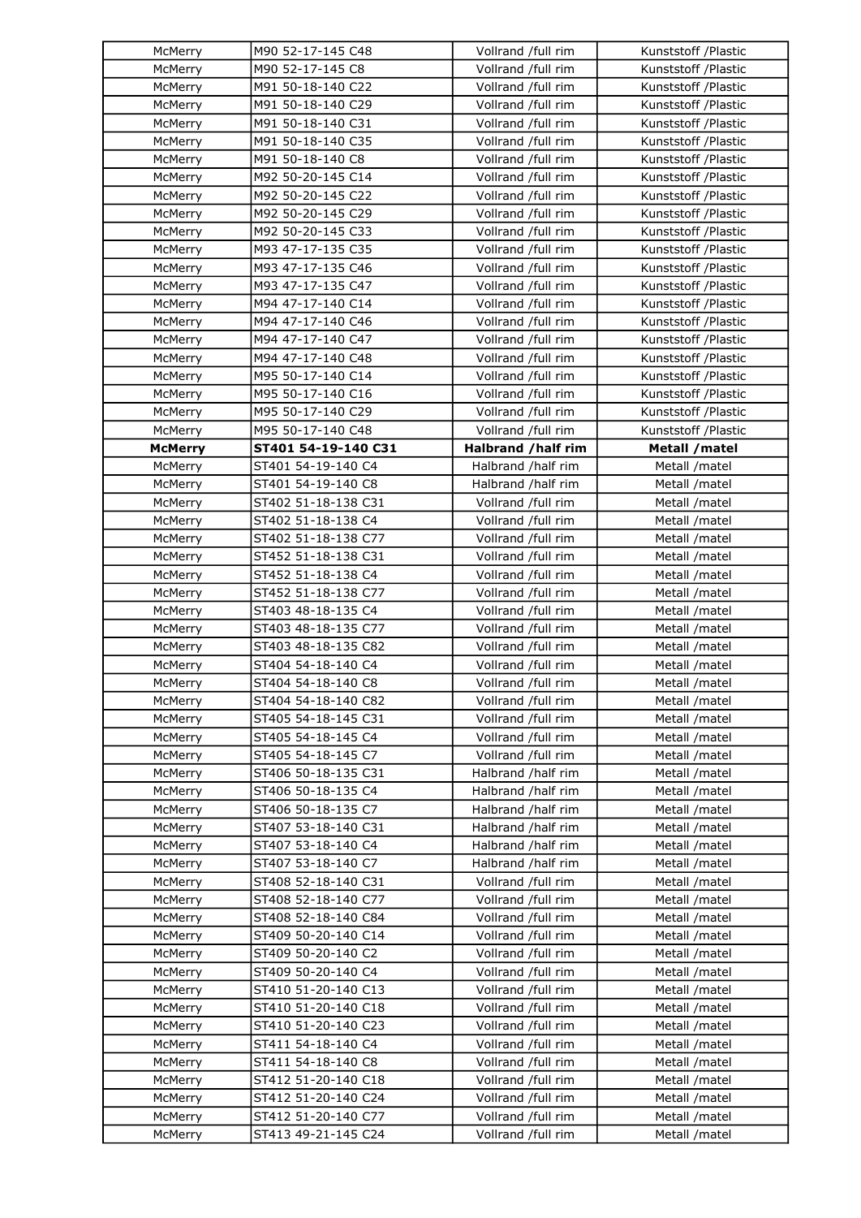| McMerry | M90 52-17-145 C48 | Vollrand /full rim | Kunststoff /Plastic |
|---|---|---|---|
| McMerry | M90 52-17-145 C8 | Vollrand /full rim | Kunststoff /Plastic |
| McMerry | M91 50-18-140 C22 | Vollrand /full rim | Kunststoff /Plastic |
| McMerry | M91 50-18-140 C29 | Vollrand /full rim | Kunststoff /Plastic |
| McMerry | M91 50-18-140 C31 | Vollrand /full rim | Kunststoff /Plastic |
| McMerry | M91 50-18-140 C35 | Vollrand /full rim | Kunststoff /Plastic |
| McMerry | M91 50-18-140 C8 | Vollrand /full rim | Kunststoff /Plastic |
| McMerry | M92 50-20-145 C14 | Vollrand /full rim | Kunststoff /Plastic |
| McMerry | M92 50-20-145 C22 | Vollrand /full rim | Kunststoff /Plastic |
| McMerry | M92 50-20-145 C29 | Vollrand /full rim | Kunststoff /Plastic |
| McMerry | M92 50-20-145 C33 | Vollrand /full rim | Kunststoff /Plastic |
| McMerry | M93 47-17-135 C35 | Vollrand /full rim | Kunststoff /Plastic |
| McMerry | M93 47-17-135 C46 | Vollrand /full rim | Kunststoff /Plastic |
| McMerry | M93 47-17-135 C47 | Vollrand /full rim | Kunststoff /Plastic |
| McMerry | M94 47-17-140 C14 | Vollrand /full rim | Kunststoff /Plastic |
| McMerry | M94 47-17-140 C46 | Vollrand /full rim | Kunststoff /Plastic |
| McMerry | M94 47-17-140 C47 | Vollrand /full rim | Kunststoff /Plastic |
| McMerry | M94 47-17-140 C48 | Vollrand /full rim | Kunststoff /Plastic |
| McMerry | M95 50-17-140 C14 | Vollrand /full rim | Kunststoff /Plastic |
| McMerry | M95 50-17-140 C16 | Vollrand /full rim | Kunststoff /Plastic |
| McMerry | M95 50-17-140 C29 | Vollrand /full rim | Kunststoff /Plastic |
| McMerry | M95 50-17-140 C48 | Vollrand /full rim | Kunststoff /Plastic |
| **McMerry** | **ST401 54-19-140 C31** | **Halbrand /half rim** | **Metall /matel** |
| McMerry | ST401 54-19-140 C4 | Halbrand /half rim | Metall /matel |
| McMerry | ST401 54-19-140 C8 | Halbrand /half rim | Metall /matel |
| McMerry | ST402 51-18-138 C31 | Vollrand /full rim | Metall /matel |
| McMerry | ST402 51-18-138 C4 | Vollrand /full rim | Metall /matel |
| McMerry | ST402 51-18-138 C77 | Vollrand /full rim | Metall /matel |
| McMerry | ST452 51-18-138 C31 | Vollrand /full rim | Metall /matel |
| McMerry | ST452 51-18-138 C4 | Vollrand /full rim | Metall /matel |
| McMerry | ST452 51-18-138 C77 | Vollrand /full rim | Metall /matel |
| McMerry | ST403 48-18-135 C4 | Vollrand /full rim | Metall /matel |
| McMerry | ST403 48-18-135 C77 | Vollrand /full rim | Metall /matel |
| McMerry | ST403 48-18-135 C82 | Vollrand /full rim | Metall /matel |
| McMerry | ST404 54-18-140 C4 | Vollrand /full rim | Metall /matel |
| McMerry | ST404 54-18-140 C8 | Vollrand /full rim | Metall /matel |
| McMerry | ST404 54-18-140 C82 | Vollrand /full rim | Metall /matel |
| McMerry | ST405 54-18-145 C31 | Vollrand /full rim | Metall /matel |
| McMerry | ST405 54-18-145 C4 | Vollrand /full rim | Metall /matel |
| McMerry | ST405 54-18-145 C7 | Vollrand /full rim | Metall /matel |
| McMerry | ST406 50-18-135 C31 | Halbrand /half rim | Metall /matel |
| McMerry | ST406 50-18-135 C4 | Halbrand /half rim | Metall /matel |
| McMerry | ST406 50-18-135 C7 | Halbrand /half rim | Metall /matel |
| McMerry | ST407 53-18-140 C31 | Halbrand /half rim | Metall /matel |
| McMerry | ST407 53-18-140 C4 | Halbrand /half rim | Metall /matel |
| McMerry | ST407 53-18-140 C7 | Halbrand /half rim | Metall /matel |
| McMerry | ST408 52-18-140 C31 | Vollrand /full rim | Metall /matel |
| McMerry | ST408 52-18-140 C77 | Vollrand /full rim | Metall /matel |
| McMerry | ST408 52-18-140 C84 | Vollrand /full rim | Metall /matel |
| McMerry | ST409 50-20-140 C14 | Vollrand /full rim | Metall /matel |
| McMerry | ST409 50-20-140 C2 | Vollrand /full rim | Metall /matel |
| McMerry | ST409 50-20-140 C4 | Vollrand /full rim | Metall /matel |
| McMerry | ST410 51-20-140 C13 | Vollrand /full rim | Metall /matel |
| McMerry | ST410 51-20-140 C18 | Vollrand /full rim | Metall /matel |
| McMerry | ST410 51-20-140 C23 | Vollrand /full rim | Metall /matel |
| McMerry | ST411 54-18-140 C4 | Vollrand /full rim | Metall /matel |
| McMerry | ST411 54-18-140 C8 | Vollrand /full rim | Metall /matel |
| McMerry | ST412 51-20-140 C18 | Vollrand /full rim | Metall /matel |
| McMerry | ST412 51-20-140 C24 | Vollrand /full rim | Metall /matel |
| McMerry | ST412 51-20-140 C77 | Vollrand /full rim | Metall /matel |
| McMerry | ST413 49-21-145 C24 | Vollrand /full rim | Metall /matel |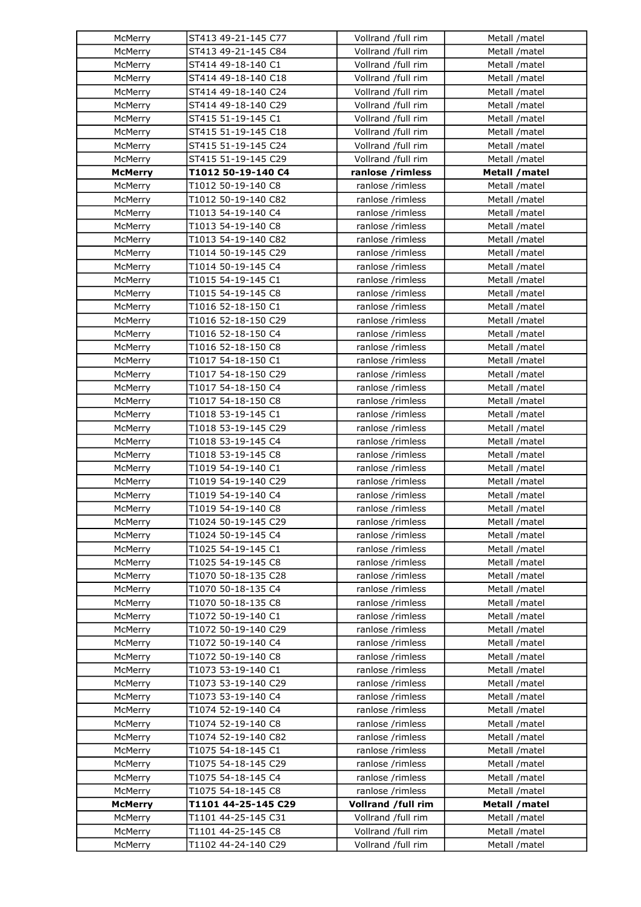| McMerry | ST413 49-21-145 C77 | Vollrand /full rim | Metall /matel |
|---|---|---|---|
| McMerry | ST413 49-21-145 C84 | Vollrand /full rim | Metall /matel |
| McMerry | ST414 49-18-140 C1 | Vollrand /full rim | Metall /matel |
| McMerry | ST414 49-18-140 C18 | Vollrand /full rim | Metall /matel |
| McMerry | ST414 49-18-140 C24 | Vollrand /full rim | Metall /matel |
| McMerry | ST414 49-18-140 C29 | Vollrand /full rim | Metall /matel |
| McMerry | ST415 51-19-145 C1 | Vollrand /full rim | Metall /matel |
| McMerry | ST415 51-19-145 C18 | Vollrand /full rim | Metall /matel |
| McMerry | ST415 51-19-145 C24 | Vollrand /full rim | Metall /matel |
| McMerry | ST415 51-19-145 C29 | Vollrand /full rim | Metall /matel |
| **McMerry** | **T1012 50-19-140 C4** | **ranlose /rimless** | **Metall /matel** |
| McMerry | T1012 50-19-140 C8 | ranlose /rimless | Metall /matel |
| McMerry | T1012 50-19-140 C82 | ranlose /rimless | Metall /matel |
| McMerry | T1013 54-19-140 C4 | ranlose /rimless | Metall /matel |
| McMerry | T1013 54-19-140 C8 | ranlose /rimless | Metall /matel |
| McMerry | T1013 54-19-140 C82 | ranlose /rimless | Metall /matel |
| McMerry | T1014 50-19-145 C29 | ranlose /rimless | Metall /matel |
| McMerry | T1014 50-19-145 C4 | ranlose /rimless | Metall /matel |
| McMerry | T1015 54-19-145 C1 | ranlose /rimless | Metall /matel |
| McMerry | T1015 54-19-145 C8 | ranlose /rimless | Metall /matel |
| McMerry | T1016 52-18-150 C1 | ranlose /rimless | Metall /matel |
| McMerry | T1016 52-18-150 C29 | ranlose /rimless | Metall /matel |
| McMerry | T1016 52-18-150 C4 | ranlose /rimless | Metall /matel |
| McMerry | T1016 52-18-150 C8 | ranlose /rimless | Metall /matel |
| McMerry | T1017 54-18-150 C1 | ranlose /rimless | Metall /matel |
| McMerry | T1017 54-18-150 C29 | ranlose /rimless | Metall /matel |
| McMerry | T1017 54-18-150 C4 | ranlose /rimless | Metall /matel |
| McMerry | T1017 54-18-150 C8 | ranlose /rimless | Metall /matel |
| McMerry | T1018 53-19-145 C1 | ranlose /rimless | Metall /matel |
| McMerry | T1018 53-19-145 C29 | ranlose /rimless | Metall /matel |
| McMerry | T1018 53-19-145 C4 | ranlose /rimless | Metall /matel |
| McMerry | T1018 53-19-145 C8 | ranlose /rimless | Metall /matel |
| McMerry | T1019 54-19-140 C1 | ranlose /rimless | Metall /matel |
| McMerry | T1019 54-19-140 C29 | ranlose /rimless | Metall /matel |
| McMerry | T1019 54-19-140 C4 | ranlose /rimless | Metall /matel |
| McMerry | T1019 54-19-140 C8 | ranlose /rimless | Metall /matel |
| McMerry | T1024 50-19-145 C29 | ranlose /rimless | Metall /matel |
| McMerry | T1024 50-19-145 C4 | ranlose /rimless | Metall /matel |
| McMerry | T1025 54-19-145 C1 | ranlose /rimless | Metall /matel |
| McMerry | T1025 54-19-145 C8 | ranlose /rimless | Metall /matel |
| McMerry | T1070 50-18-135 C28 | ranlose /rimless | Metall /matel |
| McMerry | T1070 50-18-135 C4 | ranlose /rimless | Metall /matel |
| McMerry | T1070 50-18-135 C8 | ranlose /rimless | Metall /matel |
| McMerry | T1072 50-19-140 C1 | ranlose /rimless | Metall /matel |
| McMerry | T1072 50-19-140 C29 | ranlose /rimless | Metall /matel |
| McMerry | T1072 50-19-140 C4 | ranlose /rimless | Metall /matel |
| McMerry | T1072 50-19-140 C8 | ranlose /rimless | Metall /matel |
| McMerry | T1073 53-19-140 C1 | ranlose /rimless | Metall /matel |
| McMerry | T1073 53-19-140 C29 | ranlose /rimless | Metall /matel |
| McMerry | T1073 53-19-140 C4 | ranlose /rimless | Metall /matel |
| McMerry | T1074 52-19-140 C4 | ranlose /rimless | Metall /matel |
| McMerry | T1074 52-19-140 C8 | ranlose /rimless | Metall /matel |
| McMerry | T1074 52-19-140 C82 | ranlose /rimless | Metall /matel |
| McMerry | T1075 54-18-145 C1 | ranlose /rimless | Metall /matel |
| McMerry | T1075 54-18-145 C29 | ranlose /rimless | Metall /matel |
| McMerry | T1075 54-18-145 C4 | ranlose /rimless | Metall /matel |
| McMerry | T1075 54-18-145 C8 | ranlose /rimless | Metall /matel |
| **McMerry** | **T1101 44-25-145 C29** | **Vollrand /full rim** | **Metall /matel** |
| McMerry | T1101 44-25-145 C31 | Vollrand /full rim | Metall /matel |
| McMerry | T1101 44-25-145 C8 | Vollrand /full rim | Metall /matel |
| McMerry | T1102 44-24-140 C29 | Vollrand /full rim | Metall /matel |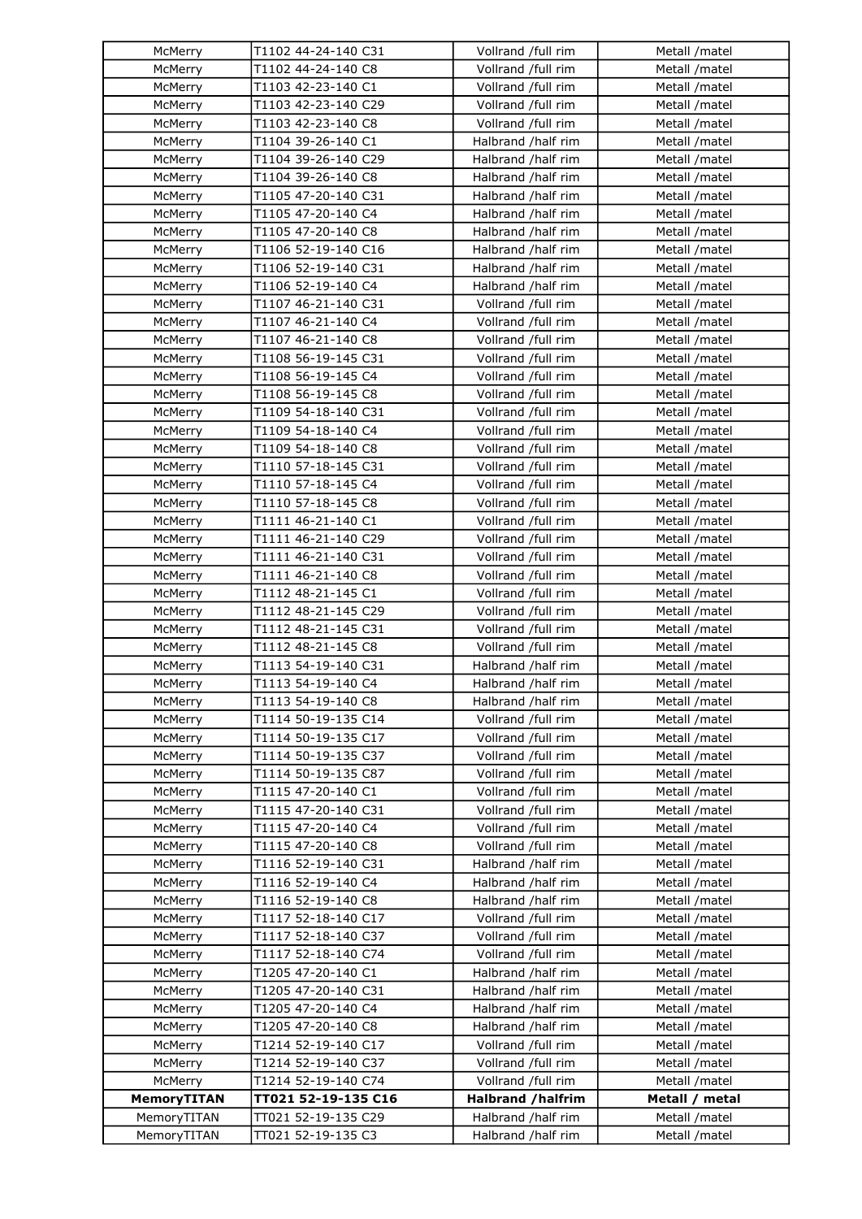| | | | |
|---|---|---|---|
| McMerry | T1102 44-24-140 C31 | Vollrand /full rim | Metall /matel |
| McMerry | T1102 44-24-140 C8 | Vollrand /full rim | Metall /matel |
| McMerry | T1103 42-23-140 C1 | Vollrand /full rim | Metall /matel |
| McMerry | T1103 42-23-140 C29 | Vollrand /full rim | Metall /matel |
| McMerry | T1103 42-23-140 C8 | Vollrand /full rim | Metall /matel |
| McMerry | T1104 39-26-140 C1 | Halbrand /half rim | Metall /matel |
| McMerry | T1104 39-26-140 C29 | Halbrand /half rim | Metall /matel |
| McMerry | T1104 39-26-140 C8 | Halbrand /half rim | Metall /matel |
| McMerry | T1105 47-20-140 C31 | Halbrand /half rim | Metall /matel |
| McMerry | T1105 47-20-140 C4 | Halbrand /half rim | Metall /matel |
| McMerry | T1105 47-20-140 C8 | Halbrand /half rim | Metall /matel |
| McMerry | T1106 52-19-140 C16 | Halbrand /half rim | Metall /matel |
| McMerry | T1106 52-19-140 C31 | Halbrand /half rim | Metall /matel |
| McMerry | T1106 52-19-140 C4 | Halbrand /half rim | Metall /matel |
| McMerry | T1107 46-21-140 C31 | Vollrand /full rim | Metall /matel |
| McMerry | T1107 46-21-140 C4 | Vollrand /full rim | Metall /matel |
| McMerry | T1107 46-21-140 C8 | Vollrand /full rim | Metall /matel |
| McMerry | T1108 56-19-145 C31 | Vollrand /full rim | Metall /matel |
| McMerry | T1108 56-19-145 C4 | Vollrand /full rim | Metall /matel |
| McMerry | T1108 56-19-145 C8 | Vollrand /full rim | Metall /matel |
| McMerry | T1109 54-18-140 C31 | Vollrand /full rim | Metall /matel |
| McMerry | T1109 54-18-140 C4 | Vollrand /full rim | Metall /matel |
| McMerry | T1109 54-18-140 C8 | Vollrand /full rim | Metall /matel |
| McMerry | T1110 57-18-145 C31 | Vollrand /full rim | Metall /matel |
| McMerry | T1110 57-18-145 C4 | Vollrand /full rim | Metall /matel |
| McMerry | T1110 57-18-145 C8 | Vollrand /full rim | Metall /matel |
| McMerry | T1111 46-21-140 C1 | Vollrand /full rim | Metall /matel |
| McMerry | T1111 46-21-140 C29 | Vollrand /full rim | Metall /matel |
| McMerry | T1111 46-21-140 C31 | Vollrand /full rim | Metall /matel |
| McMerry | T1111 46-21-140 C8 | Vollrand /full rim | Metall /matel |
| McMerry | T1112 48-21-145 C1 | Vollrand /full rim | Metall /matel |
| McMerry | T1112 48-21-145 C29 | Vollrand /full rim | Metall /matel |
| McMerry | T1112 48-21-145 C31 | Vollrand /full rim | Metall /matel |
| McMerry | T1112 48-21-145 C8 | Vollrand /full rim | Metall /matel |
| McMerry | T1113 54-19-140 C31 | Halbrand /half rim | Metall /matel |
| McMerry | T1113 54-19-140 C4 | Halbrand /half rim | Metall /matel |
| McMerry | T1113 54-19-140 C8 | Halbrand /half rim | Metall /matel |
| McMerry | T1114 50-19-135 C14 | Vollrand /full rim | Metall /matel |
| McMerry | T1114 50-19-135 C17 | Vollrand /full rim | Metall /matel |
| McMerry | T1114 50-19-135 C37 | Vollrand /full rim | Metall /matel |
| McMerry | T1114 50-19-135 C87 | Vollrand /full rim | Metall /matel |
| McMerry | T1115 47-20-140 C1 | Vollrand /full rim | Metall /matel |
| McMerry | T1115 47-20-140 C31 | Vollrand /full rim | Metall /matel |
| McMerry | T1115 47-20-140 C4 | Vollrand /full rim | Metall /matel |
| McMerry | T1115 47-20-140 C8 | Vollrand /full rim | Metall /matel |
| McMerry | T1116 52-19-140 C31 | Halbrand /half rim | Metall /matel |
| McMerry | T1116 52-19-140 C4 | Halbrand /half rim | Metall /matel |
| McMerry | T1116 52-19-140 C8 | Halbrand /half rim | Metall /matel |
| McMerry | T1117 52-18-140 C17 | Vollrand /full rim | Metall /matel |
| McMerry | T1117 52-18-140 C37 | Vollrand /full rim | Metall /matel |
| McMerry | T1117 52-18-140 C74 | Vollrand /full rim | Metall /matel |
| McMerry | T1205 47-20-140 C1 | Halbrand /half rim | Metall /matel |
| McMerry | T1205 47-20-140 C31 | Halbrand /half rim | Metall /matel |
| McMerry | T1205 47-20-140 C4 | Halbrand /half rim | Metall /matel |
| McMerry | T1205 47-20-140 C8 | Halbrand /half rim | Metall /matel |
| McMerry | T1214 52-19-140 C17 | Vollrand /full rim | Metall /matel |
| McMerry | T1214 52-19-140 C37 | Vollrand /full rim | Metall /matel |
| McMerry | T1214 52-19-140 C74 | Vollrand /full rim | Metall /matel |
| **MemoryTITAN** | **TT021 52-19-135 C16** | **Halbrand /halfrim** | **Metall / metal** |
| MemoryTITAN | TT021 52-19-135 C29 | Halbrand /half rim | Metall /matel |
| MemoryTITAN | TT021 52-19-135 C3 | Halbrand /half rim | Metall /matel |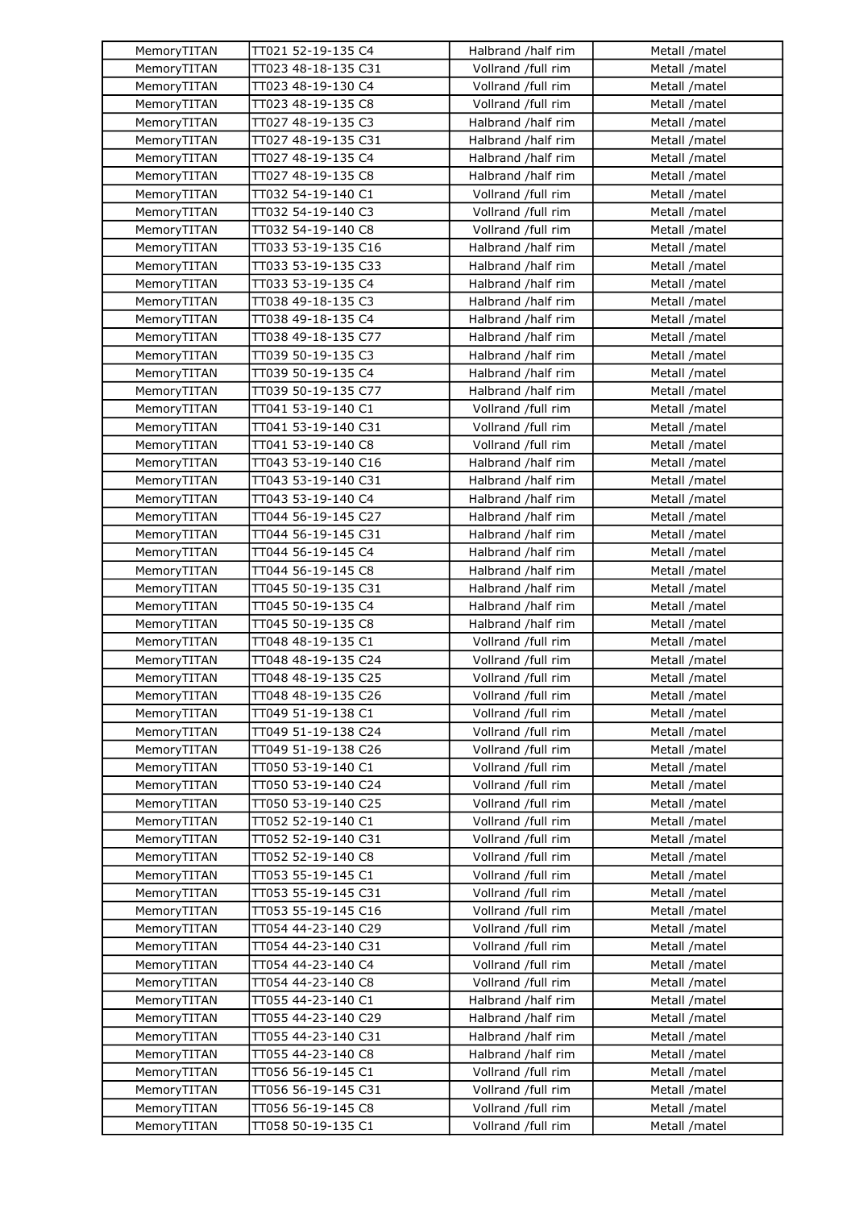| MemoryTITAN | TT021 52-19-135 C4 | Halbrand /half rim | Metall /matel |
|---|---|---|---|
| MemoryTITAN | TT023 48-18-135 C31 | Vollrand /full rim | Metall /matel |
| MemoryTITAN | TT023 48-19-130 C4 | Vollrand /full rim | Metall /matel |
| MemoryTITAN | TT023 48-19-135 C8 | Vollrand /full rim | Metall /matel |
| MemoryTITAN | TT027 48-19-135 C3 | Halbrand /half rim | Metall /matel |
| MemoryTITAN | TT027 48-19-135 C31 | Halbrand /half rim | Metall /matel |
| MemoryTITAN | TT027 48-19-135 C4 | Halbrand /half rim | Metall /matel |
| MemoryTITAN | TT027 48-19-135 C8 | Halbrand /half rim | Metall /matel |
| MemoryTITAN | TT032 54-19-140 C1 | Vollrand /full rim | Metall /matel |
| MemoryTITAN | TT032 54-19-140 C3 | Vollrand /full rim | Metall /matel |
| MemoryTITAN | TT032 54-19-140 C8 | Vollrand /full rim | Metall /matel |
| MemoryTITAN | TT033 53-19-135 C16 | Halbrand /half rim | Metall /matel |
| MemoryTITAN | TT033 53-19-135 C33 | Halbrand /half rim | Metall /matel |
| MemoryTITAN | TT033 53-19-135 C4 | Halbrand /half rim | Metall /matel |
| MemoryTITAN | TT038 49-18-135 C3 | Halbrand /half rim | Metall /matel |
| MemoryTITAN | TT038 49-18-135 C4 | Halbrand /half rim | Metall /matel |
| MemoryTITAN | TT038 49-18-135 C77 | Halbrand /half rim | Metall /matel |
| MemoryTITAN | TT039 50-19-135 C3 | Halbrand /half rim | Metall /matel |
| MemoryTITAN | TT039 50-19-135 C4 | Halbrand /half rim | Metall /matel |
| MemoryTITAN | TT039 50-19-135 C77 | Halbrand /half rim | Metall /matel |
| MemoryTITAN | TT041 53-19-140 C1 | Vollrand /full rim | Metall /matel |
| MemoryTITAN | TT041 53-19-140 C31 | Vollrand /full rim | Metall /matel |
| MemoryTITAN | TT041 53-19-140 C8 | Vollrand /full rim | Metall /matel |
| MemoryTITAN | TT043 53-19-140 C16 | Halbrand /half rim | Metall /matel |
| MemoryTITAN | TT043 53-19-140 C31 | Halbrand /half rim | Metall /matel |
| MemoryTITAN | TT043 53-19-140 C4 | Halbrand /half rim | Metall /matel |
| MemoryTITAN | TT044 56-19-145 C27 | Halbrand /half rim | Metall /matel |
| MemoryTITAN | TT044 56-19-145 C31 | Halbrand /half rim | Metall /matel |
| MemoryTITAN | TT044 56-19-145 C4 | Halbrand /half rim | Metall /matel |
| MemoryTITAN | TT044 56-19-145 C8 | Halbrand /half rim | Metall /matel |
| MemoryTITAN | TT045 50-19-135 C31 | Halbrand /half rim | Metall /matel |
| MemoryTITAN | TT045 50-19-135 C4 | Halbrand /half rim | Metall /matel |
| MemoryTITAN | TT045 50-19-135 C8 | Halbrand /half rim | Metall /matel |
| MemoryTITAN | TT048 48-19-135 C1 | Vollrand /full rim | Metall /matel |
| MemoryTITAN | TT048 48-19-135 C24 | Vollrand /full rim | Metall /matel |
| MemoryTITAN | TT048 48-19-135 C25 | Vollrand /full rim | Metall /matel |
| MemoryTITAN | TT048 48-19-135 C26 | Vollrand /full rim | Metall /matel |
| MemoryTITAN | TT049 51-19-138 C1 | Vollrand /full rim | Metall /matel |
| MemoryTITAN | TT049 51-19-138 C24 | Vollrand /full rim | Metall /matel |
| MemoryTITAN | TT049 51-19-138 C26 | Vollrand /full rim | Metall /matel |
| MemoryTITAN | TT050 53-19-140 C1 | Vollrand /full rim | Metall /matel |
| MemoryTITAN | TT050 53-19-140 C24 | Vollrand /full rim | Metall /matel |
| MemoryTITAN | TT050 53-19-140 C25 | Vollrand /full rim | Metall /matel |
| MemoryTITAN | TT052 52-19-140 C1 | Vollrand /full rim | Metall /matel |
| MemoryTITAN | TT052 52-19-140 C31 | Vollrand /full rim | Metall /matel |
| MemoryTITAN | TT052 52-19-140 C8 | Vollrand /full rim | Metall /matel |
| MemoryTITAN | TT053 55-19-145 C1 | Vollrand /full rim | Metall /matel |
| MemoryTITAN | TT053 55-19-145 C31 | Vollrand /full rim | Metall /matel |
| MemoryTITAN | TT053 55-19-145 C16 | Vollrand /full rim | Metall /matel |
| MemoryTITAN | TT054 44-23-140 C29 | Vollrand /full rim | Metall /matel |
| MemoryTITAN | TT054 44-23-140 C31 | Vollrand /full rim | Metall /matel |
| MemoryTITAN | TT054 44-23-140 C4 | Vollrand /full rim | Metall /matel |
| MemoryTITAN | TT054 44-23-140 C8 | Vollrand /full rim | Metall /matel |
| MemoryTITAN | TT055 44-23-140 C1 | Halbrand /half rim | Metall /matel |
| MemoryTITAN | TT055 44-23-140 C29 | Halbrand /half rim | Metall /matel |
| MemoryTITAN | TT055 44-23-140 C31 | Halbrand /half rim | Metall /matel |
| MemoryTITAN | TT055 44-23-140 C8 | Halbrand /half rim | Metall /matel |
| MemoryTITAN | TT056 56-19-145 C1 | Vollrand /full rim | Metall /matel |
| MemoryTITAN | TT056 56-19-145 C31 | Vollrand /full rim | Metall /matel |
| MemoryTITAN | TT056 56-19-145 C8 | Vollrand /full rim | Metall /matel |
| MemoryTITAN | TT058 50-19-135 C1 | Vollrand /full rim | Metall /matel |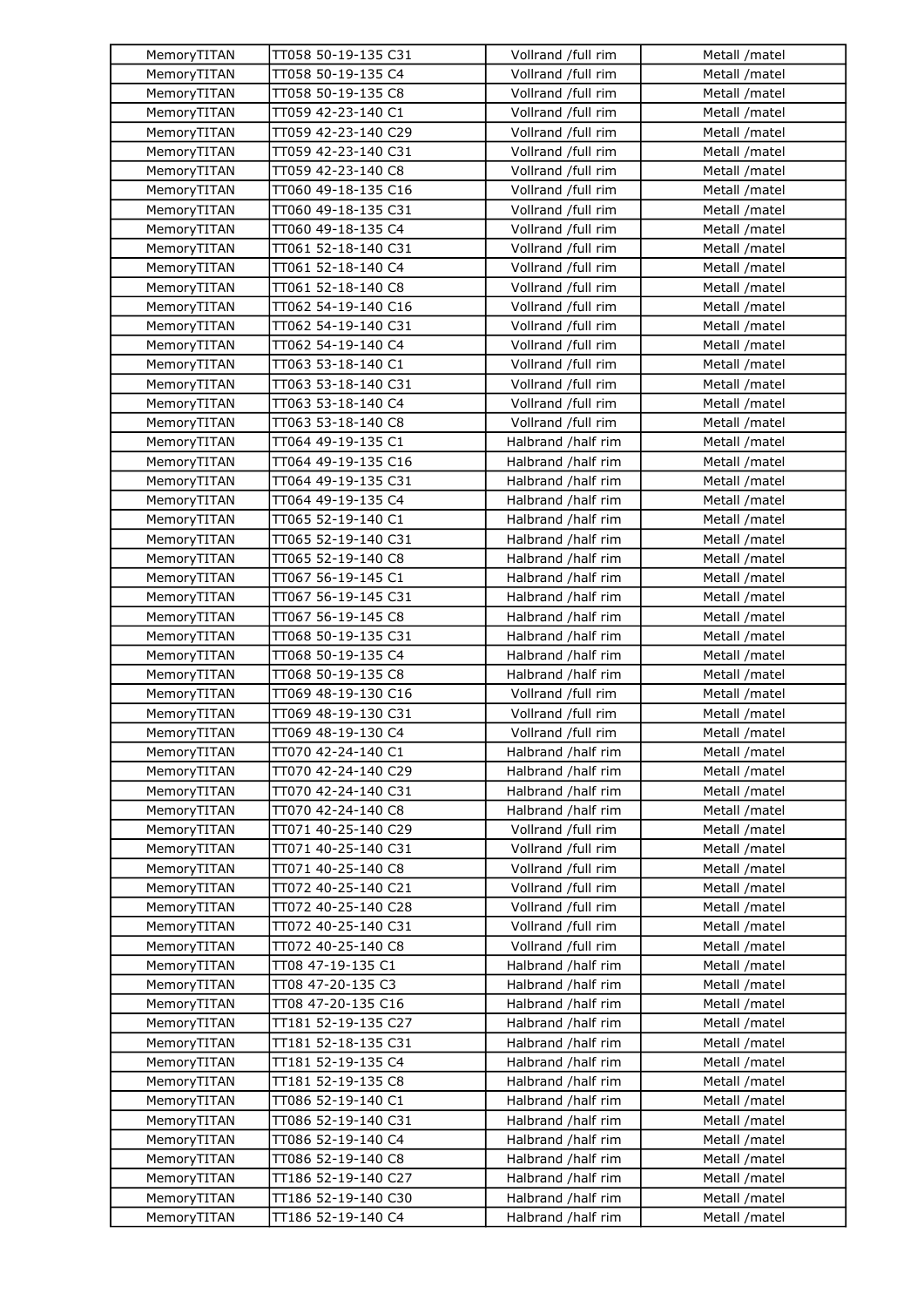| MemoryTITAN | TT058 50-19-135 C31 | Vollrand /full rim | Metall /matel |
|---|---|---|---|
| MemoryTITAN | TT058 50-19-135 C4 | Vollrand /full rim | Metall /matel |
| MemoryTITAN | TT058 50-19-135 C8 | Vollrand /full rim | Metall /matel |
| MemoryTITAN | TT059 42-23-140 C1 | Vollrand /full rim | Metall /matel |
| MemoryTITAN | TT059 42-23-140 C29 | Vollrand /full rim | Metall /matel |
| MemoryTITAN | TT059 42-23-140 C31 | Vollrand /full rim | Metall /matel |
| MemoryTITAN | TT059 42-23-140 C8 | Vollrand /full rim | Metall /matel |
| MemoryTITAN | TT060 49-18-135 C16 | Vollrand /full rim | Metall /matel |
| MemoryTITAN | TT060 49-18-135 C31 | Vollrand /full rim | Metall /matel |
| MemoryTITAN | TT060 49-18-135 C4 | Vollrand /full rim | Metall /matel |
| MemoryTITAN | TT061 52-18-140 C31 | Vollrand /full rim | Metall /matel |
| MemoryTITAN | TT061 52-18-140 C4 | Vollrand /full rim | Metall /matel |
| MemoryTITAN | TT061 52-18-140 C8 | Vollrand /full rim | Metall /matel |
| MemoryTITAN | TT062 54-19-140 C16 | Vollrand /full rim | Metall /matel |
| MemoryTITAN | TT062 54-19-140 C31 | Vollrand /full rim | Metall /matel |
| MemoryTITAN | TT062 54-19-140 C4 | Vollrand /full rim | Metall /matel |
| MemoryTITAN | TT063 53-18-140 C1 | Vollrand /full rim | Metall /matel |
| MemoryTITAN | TT063 53-18-140 C31 | Vollrand /full rim | Metall /matel |
| MemoryTITAN | TT063 53-18-140 C4 | Vollrand /full rim | Metall /matel |
| MemoryTITAN | TT063 53-18-140 C8 | Vollrand /full rim | Metall /matel |
| MemoryTITAN | TT064 49-19-135 C1 | Halbrand /half rim | Metall /matel |
| MemoryTITAN | TT064 49-19-135 C16 | Halbrand /half rim | Metall /matel |
| MemoryTITAN | TT064 49-19-135 C31 | Halbrand /half rim | Metall /matel |
| MemoryTITAN | TT064 49-19-135 C4 | Halbrand /half rim | Metall /matel |
| MemoryTITAN | TT065 52-19-140 C1 | Halbrand /half rim | Metall /matel |
| MemoryTITAN | TT065 52-19-140 C31 | Halbrand /half rim | Metall /matel |
| MemoryTITAN | TT065 52-19-140 C8 | Halbrand /half rim | Metall /matel |
| MemoryTITAN | TT067 56-19-145 C1 | Halbrand /half rim | Metall /matel |
| MemoryTITAN | TT067 56-19-145 C31 | Halbrand /half rim | Metall /matel |
| MemoryTITAN | TT067 56-19-145 C8 | Halbrand /half rim | Metall /matel |
| MemoryTITAN | TT068 50-19-135 C31 | Halbrand /half rim | Metall /matel |
| MemoryTITAN | TT068 50-19-135 C4 | Halbrand /half rim | Metall /matel |
| MemoryTITAN | TT068 50-19-135 C8 | Halbrand /half rim | Metall /matel |
| MemoryTITAN | TT069 48-19-130 C16 | Vollrand /full rim | Metall /matel |
| MemoryTITAN | TT069 48-19-130 C31 | Vollrand /full rim | Metall /matel |
| MemoryTITAN | TT069 48-19-130 C4 | Vollrand /full rim | Metall /matel |
| MemoryTITAN | TT070 42-24-140 C1 | Halbrand /half rim | Metall /matel |
| MemoryTITAN | TT070 42-24-140 C29 | Halbrand /half rim | Metall /matel |
| MemoryTITAN | TT070 42-24-140 C31 | Halbrand /half rim | Metall /matel |
| MemoryTITAN | TT070 42-24-140 C8 | Halbrand /half rim | Metall /matel |
| MemoryTITAN | TT071 40-25-140 C29 | Vollrand /full rim | Metall /matel |
| MemoryTITAN | TT071 40-25-140 C31 | Vollrand /full rim | Metall /matel |
| MemoryTITAN | TT071 40-25-140 C8 | Vollrand /full rim | Metall /matel |
| MemoryTITAN | TT072 40-25-140 C21 | Vollrand /full rim | Metall /matel |
| MemoryTITAN | TT072 40-25-140 C28 | Vollrand /full rim | Metall /matel |
| MemoryTITAN | TT072 40-25-140 C31 | Vollrand /full rim | Metall /matel |
| MemoryTITAN | TT072 40-25-140 C8 | Vollrand /full rim | Metall /matel |
| MemoryTITAN | TT08 47-19-135 C1 | Halbrand /half rim | Metall /matel |
| MemoryTITAN | TT08 47-20-135 C3 | Halbrand /half rim | Metall /matel |
| MemoryTITAN | TT08 47-20-135 C16 | Halbrand /half rim | Metall /matel |
| MemoryTITAN | TT181 52-19-135 C27 | Halbrand /half rim | Metall /matel |
| MemoryTITAN | TT181 52-18-135 C31 | Halbrand /half rim | Metall /matel |
| MemoryTITAN | TT181 52-19-135 C4 | Halbrand /half rim | Metall /matel |
| MemoryTITAN | TT181 52-19-135 C8 | Halbrand /half rim | Metall /matel |
| MemoryTITAN | TT086 52-19-140 C1 | Halbrand /half rim | Metall /matel |
| MemoryTITAN | TT086 52-19-140 C31 | Halbrand /half rim | Metall /matel |
| MemoryTITAN | TT086 52-19-140 C4 | Halbrand /half rim | Metall /matel |
| MemoryTITAN | TT086 52-19-140 C8 | Halbrand /half rim | Metall /matel |
| MemoryTITAN | TT186 52-19-140 C27 | Halbrand /half rim | Metall /matel |
| MemoryTITAN | TT186 52-19-140 C30 | Halbrand /half rim | Metall /matel |
| MemoryTITAN | TT186 52-19-140 C4 | Halbrand /half rim | Metall /matel |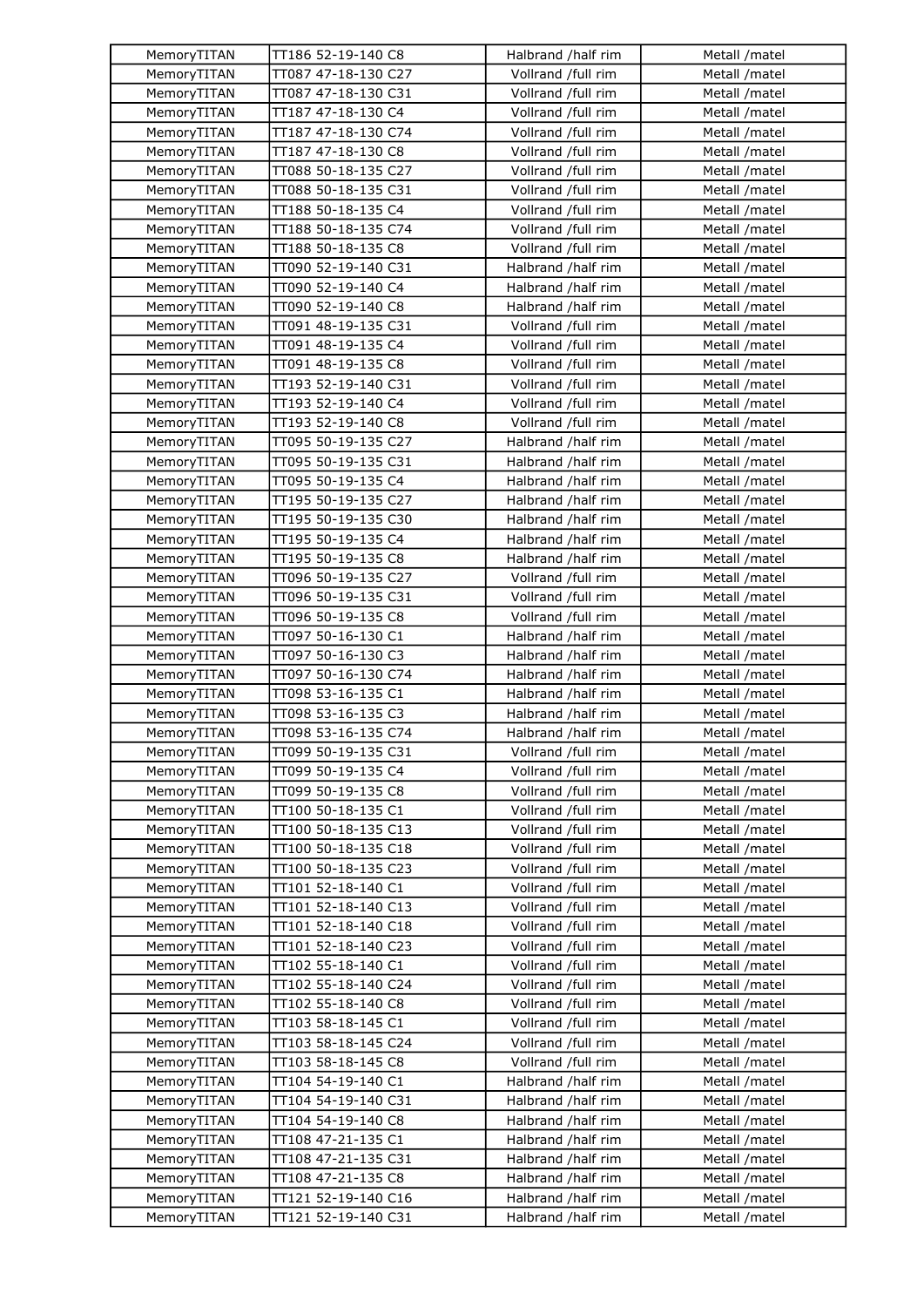| MemoryTITAN | TT186 52-19-140 C8 | Halbrand /half rim | Metall /matel |
|---|---|---|---|
| MemoryTITAN | TT087 47-18-130 C27 | Vollrand /full rim | Metall /matel |
| MemoryTITAN | TT087 47-18-130 C31 | Vollrand /full rim | Metall /matel |
| MemoryTITAN | TT187 47-18-130 C4 | Vollrand /full rim | Metall /matel |
| MemoryTITAN | TT187 47-18-130 C74 | Vollrand /full rim | Metall /matel |
| MemoryTITAN | TT187 47-18-130 C8 | Vollrand /full rim | Metall /matel |
| MemoryTITAN | TT088 50-18-135 C27 | Vollrand /full rim | Metall /matel |
| MemoryTITAN | TT088 50-18-135 C31 | Vollrand /full rim | Metall /matel |
| MemoryTITAN | TT188 50-18-135 C4 | Vollrand /full rim | Metall /matel |
| MemoryTITAN | TT188 50-18-135 C74 | Vollrand /full rim | Metall /matel |
| MemoryTITAN | TT188 50-18-135 C8 | Vollrand /full rim | Metall /matel |
| MemoryTITAN | TT090 52-19-140 C31 | Halbrand /half rim | Metall /matel |
| MemoryTITAN | TT090 52-19-140 C4 | Halbrand /half rim | Metall /matel |
| MemoryTITAN | TT090 52-19-140 C8 | Halbrand /half rim | Metall /matel |
| MemoryTITAN | TT091 48-19-135 C31 | Vollrand /full rim | Metall /matel |
| MemoryTITAN | TT091 48-19-135 C4 | Vollrand /full rim | Metall /matel |
| MemoryTITAN | TT091 48-19-135 C8 | Vollrand /full rim | Metall /matel |
| MemoryTITAN | TT193 52-19-140 C31 | Vollrand /full rim | Metall /matel |
| MemoryTITAN | TT193 52-19-140 C4 | Vollrand /full rim | Metall /matel |
| MemoryTITAN | TT193 52-19-140 C8 | Vollrand /full rim | Metall /matel |
| MemoryTITAN | TT095 50-19-135 C27 | Halbrand /half rim | Metall /matel |
| MemoryTITAN | TT095 50-19-135 C31 | Halbrand /half rim | Metall /matel |
| MemoryTITAN | TT095 50-19-135 C4 | Halbrand /half rim | Metall /matel |
| MemoryTITAN | TT195 50-19-135 C27 | Halbrand /half rim | Metall /matel |
| MemoryTITAN | TT195 50-19-135 C30 | Halbrand /half rim | Metall /matel |
| MemoryTITAN | TT195 50-19-135 C4 | Halbrand /half rim | Metall /matel |
| MemoryTITAN | TT195 50-19-135 C8 | Halbrand /half rim | Metall /matel |
| MemoryTITAN | TT096 50-19-135 C27 | Vollrand /full rim | Metall /matel |
| MemoryTITAN | TT096 50-19-135 C31 | Vollrand /full rim | Metall /matel |
| MemoryTITAN | TT096 50-19-135 C8 | Vollrand /full rim | Metall /matel |
| MemoryTITAN | TT097 50-16-130 C1 | Halbrand /half rim | Metall /matel |
| MemoryTITAN | TT097 50-16-130 C3 | Halbrand /half rim | Metall /matel |
| MemoryTITAN | TT097 50-16-130 C74 | Halbrand /half rim | Metall /matel |
| MemoryTITAN | TT098 53-16-135 C1 | Halbrand /half rim | Metall /matel |
| MemoryTITAN | TT098 53-16-135 C3 | Halbrand /half rim | Metall /matel |
| MemoryTITAN | TT098 53-16-135 C74 | Halbrand /half rim | Metall /matel |
| MemoryTITAN | TT099 50-19-135 C31 | Vollrand /full rim | Metall /matel |
| MemoryTITAN | TT099 50-19-135 C4 | Vollrand /full rim | Metall /matel |
| MemoryTITAN | TT099 50-19-135 C8 | Vollrand /full rim | Metall /matel |
| MemoryTITAN | TT100 50-18-135 C1 | Vollrand /full rim | Metall /matel |
| MemoryTITAN | TT100 50-18-135 C13 | Vollrand /full rim | Metall /matel |
| MemoryTITAN | TT100 50-18-135 C18 | Vollrand /full rim | Metall /matel |
| MemoryTITAN | TT100 50-18-135 C23 | Vollrand /full rim | Metall /matel |
| MemoryTITAN | TT101 52-18-140 C1 | Vollrand /full rim | Metall /matel |
| MemoryTITAN | TT101 52-18-140 C13 | Vollrand /full rim | Metall /matel |
| MemoryTITAN | TT101 52-18-140 C18 | Vollrand /full rim | Metall /matel |
| MemoryTITAN | TT101 52-18-140 C23 | Vollrand /full rim | Metall /matel |
| MemoryTITAN | TT102 55-18-140 C1 | Vollrand /full rim | Metall /matel |
| MemoryTITAN | TT102 55-18-140 C24 | Vollrand /full rim | Metall /matel |
| MemoryTITAN | TT102 55-18-140 C8 | Vollrand /full rim | Metall /matel |
| MemoryTITAN | TT103 58-18-145 C1 | Vollrand /full rim | Metall /matel |
| MemoryTITAN | TT103 58-18-145 C24 | Vollrand /full rim | Metall /matel |
| MemoryTITAN | TT103 58-18-145 C8 | Vollrand /full rim | Metall /matel |
| MemoryTITAN | TT104 54-19-140 C1 | Halbrand /half rim | Metall /matel |
| MemoryTITAN | TT104 54-19-140 C31 | Halbrand /half rim | Metall /matel |
| MemoryTITAN | TT104 54-19-140 C8 | Halbrand /half rim | Metall /matel |
| MemoryTITAN | TT108 47-21-135 C1 | Halbrand /half rim | Metall /matel |
| MemoryTITAN | TT108 47-21-135 C31 | Halbrand /half rim | Metall /matel |
| MemoryTITAN | TT108 47-21-135 C8 | Halbrand /half rim | Metall /matel |
| MemoryTITAN | TT121 52-19-140 C16 | Halbrand /half rim | Metall /matel |
| MemoryTITAN | TT121 52-19-140 C31 | Halbrand /half rim | Metall /matel |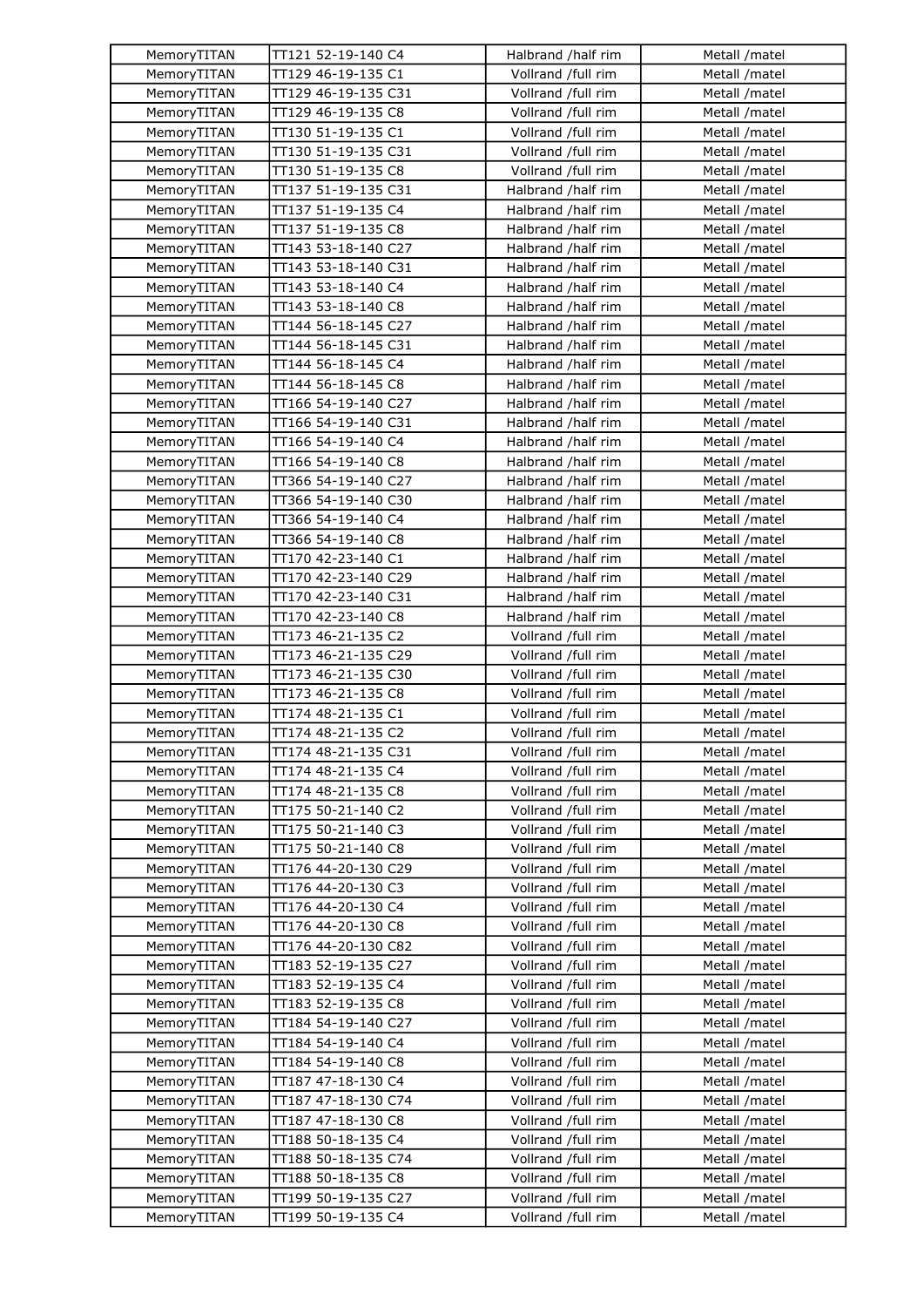| MemoryTITAN | TT121 52-19-140 C4 | Halbrand /half rim | Metall /matel |
|---|---|---|---|
| MemoryTITAN | TT129 46-19-135 C1 | Vollrand /full rim | Metall /matel |
| MemoryTITAN | TT129 46-19-135 C31 | Vollrand /full rim | Metall /matel |
| MemoryTITAN | TT129 46-19-135 C8 | Vollrand /full rim | Metall /matel |
| MemoryTITAN | TT130 51-19-135 C1 | Vollrand /full rim | Metall /matel |
| MemoryTITAN | TT130 51-19-135 C31 | Vollrand /full rim | Metall /matel |
| MemoryTITAN | TT130 51-19-135 C8 | Vollrand /full rim | Metall /matel |
| MemoryTITAN | TT137 51-19-135 C31 | Halbrand /half rim | Metall /matel |
| MemoryTITAN | TT137 51-19-135 C4 | Halbrand /half rim | Metall /matel |
| MemoryTITAN | TT137 51-19-135 C8 | Halbrand /half rim | Metall /matel |
| MemoryTITAN | TT143 53-18-140 C27 | Halbrand /half rim | Metall /matel |
| MemoryTITAN | TT143 53-18-140 C31 | Halbrand /half rim | Metall /matel |
| MemoryTITAN | TT143 53-18-140 C4 | Halbrand /half rim | Metall /matel |
| MemoryTITAN | TT143 53-18-140 C8 | Halbrand /half rim | Metall /matel |
| MemoryTITAN | TT144 56-18-145 C27 | Halbrand /half rim | Metall /matel |
| MemoryTITAN | TT144 56-18-145 C31 | Halbrand /half rim | Metall /matel |
| MemoryTITAN | TT144 56-18-145 C4 | Halbrand /half rim | Metall /matel |
| MemoryTITAN | TT144 56-18-145 C8 | Halbrand /half rim | Metall /matel |
| MemoryTITAN | TT166 54-19-140 C27 | Halbrand /half rim | Metall /matel |
| MemoryTITAN | TT166 54-19-140 C31 | Halbrand /half rim | Metall /matel |
| MemoryTITAN | TT166 54-19-140 C4 | Halbrand /half rim | Metall /matel |
| MemoryTITAN | TT166 54-19-140 C8 | Halbrand /half rim | Metall /matel |
| MemoryTITAN | TT366 54-19-140 C27 | Halbrand /half rim | Metall /matel |
| MemoryTITAN | TT366 54-19-140 C30 | Halbrand /half rim | Metall /matel |
| MemoryTITAN | TT366 54-19-140 C4 | Halbrand /half rim | Metall /matel |
| MemoryTITAN | TT366 54-19-140 C8 | Halbrand /half rim | Metall /matel |
| MemoryTITAN | TT170 42-23-140 C1 | Halbrand /half rim | Metall /matel |
| MemoryTITAN | TT170 42-23-140 C29 | Halbrand /half rim | Metall /matel |
| MemoryTITAN | TT170 42-23-140 C31 | Halbrand /half rim | Metall /matel |
| MemoryTITAN | TT170 42-23-140 C8 | Halbrand /half rim | Metall /matel |
| MemoryTITAN | TT173 46-21-135 C2 | Vollrand /full rim | Metall /matel |
| MemoryTITAN | TT173 46-21-135 C29 | Vollrand /full rim | Metall /matel |
| MemoryTITAN | TT173 46-21-135 C30 | Vollrand /full rim | Metall /matel |
| MemoryTITAN | TT173 46-21-135 C8 | Vollrand /full rim | Metall /matel |
| MemoryTITAN | TT174 48-21-135 C1 | Vollrand /full rim | Metall /matel |
| MemoryTITAN | TT174 48-21-135 C2 | Vollrand /full rim | Metall /matel |
| MemoryTITAN | TT174 48-21-135 C31 | Vollrand /full rim | Metall /matel |
| MemoryTITAN | TT174 48-21-135 C4 | Vollrand /full rim | Metall /matel |
| MemoryTITAN | TT174 48-21-135 C8 | Vollrand /full rim | Metall /matel |
| MemoryTITAN | TT175 50-21-140 C2 | Vollrand /full rim | Metall /matel |
| MemoryTITAN | TT175 50-21-140 C3 | Vollrand /full rim | Metall /matel |
| MemoryTITAN | TT175 50-21-140 C8 | Vollrand /full rim | Metall /matel |
| MemoryTITAN | TT176 44-20-130 C29 | Vollrand /full rim | Metall /matel |
| MemoryTITAN | TT176 44-20-130 C3 | Vollrand /full rim | Metall /matel |
| MemoryTITAN | TT176 44-20-130 C4 | Vollrand /full rim | Metall /matel |
| MemoryTITAN | TT176 44-20-130 C8 | Vollrand /full rim | Metall /matel |
| MemoryTITAN | TT176 44-20-130 C82 | Vollrand /full rim | Metall /matel |
| MemoryTITAN | TT183 52-19-135 C27 | Vollrand /full rim | Metall /matel |
| MemoryTITAN | TT183 52-19-135 C4 | Vollrand /full rim | Metall /matel |
| MemoryTITAN | TT183 52-19-135 C8 | Vollrand /full rim | Metall /matel |
| MemoryTITAN | TT184 54-19-140 C27 | Vollrand /full rim | Metall /matel |
| MemoryTITAN | TT184 54-19-140 C4 | Vollrand /full rim | Metall /matel |
| MemoryTITAN | TT184 54-19-140 C8 | Vollrand /full rim | Metall /matel |
| MemoryTITAN | TT187 47-18-130 C4 | Vollrand /full rim | Metall /matel |
| MemoryTITAN | TT187 47-18-130 C74 | Vollrand /full rim | Metall /matel |
| MemoryTITAN | TT187 47-18-130 C8 | Vollrand /full rim | Metall /matel |
| MemoryTITAN | TT188 50-18-135 C4 | Vollrand /full rim | Metall /matel |
| MemoryTITAN | TT188 50-18-135 C74 | Vollrand /full rim | Metall /matel |
| MemoryTITAN | TT188 50-18-135 C8 | Vollrand /full rim | Metall /matel |
| MemoryTITAN | TT199 50-19-135 C27 | Vollrand /full rim | Metall /matel |
| MemoryTITAN | TT199 50-19-135 C4 | Vollrand /full rim | Metall /matel |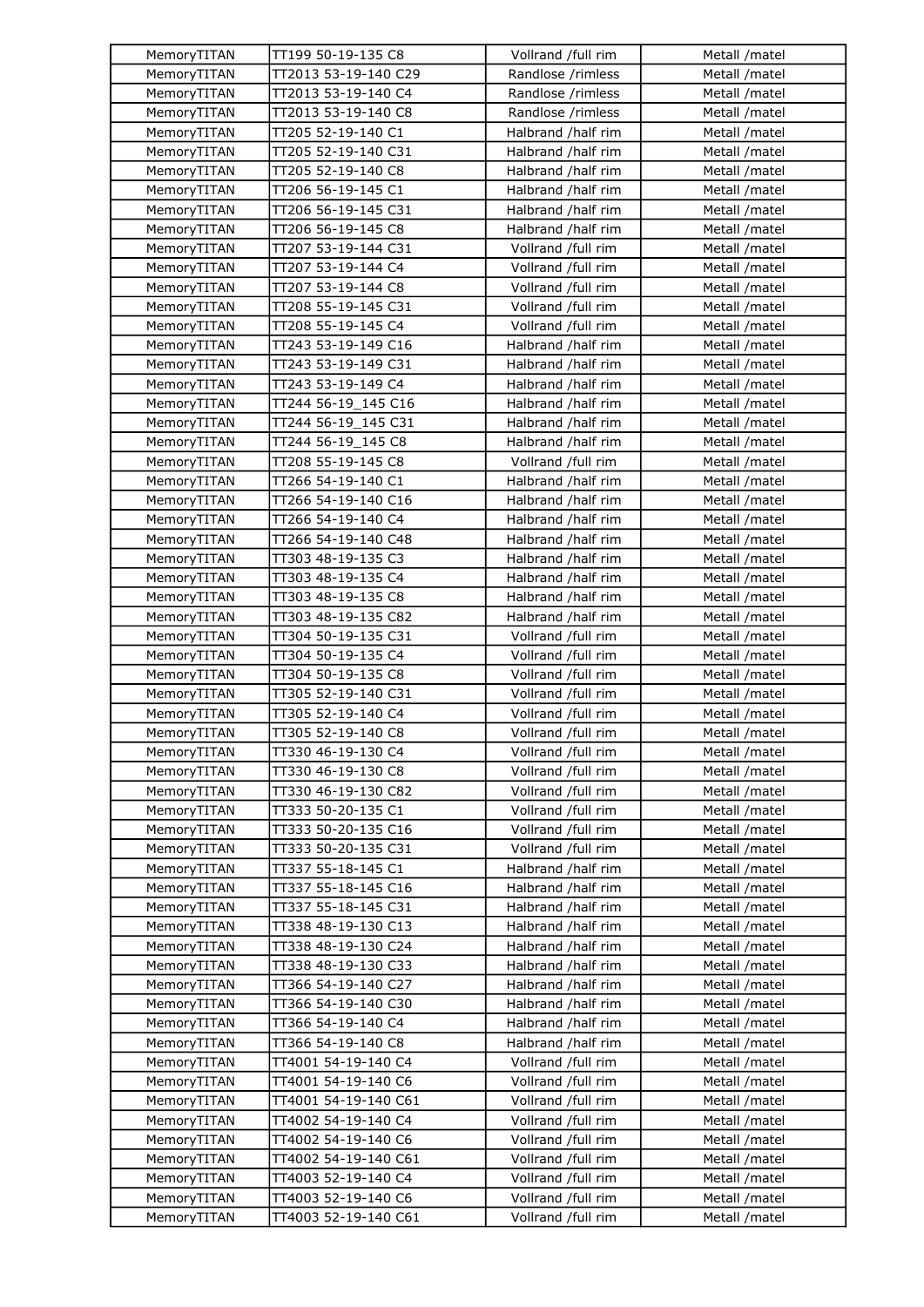| MemoryTITAN | TT199 50-19-135 C8 | Vollrand /full rim | Metall /matel |
|---|---|---|---|
| MemoryTITAN | TT2013 53-19-140 C29 | Randlose /rimless | Metall /matel |
| MemoryTITAN | TT2013 53-19-140 C4 | Randlose /rimless | Metall /matel |
| MemoryTITAN | TT2013 53-19-140 C8 | Randlose /rimless | Metall /matel |
| MemoryTITAN | TT205 52-19-140 C1 | Halbrand /half rim | Metall /matel |
| MemoryTITAN | TT205 52-19-140 C31 | Halbrand /half rim | Metall /matel |
| MemoryTITAN | TT205 52-19-140 C8 | Halbrand /half rim | Metall /matel |
| MemoryTITAN | TT206 56-19-145 C1 | Halbrand /half rim | Metall /matel |
| MemoryTITAN | TT206 56-19-145 C31 | Halbrand /half rim | Metall /matel |
| MemoryTITAN | TT206 56-19-145 C8 | Halbrand /half rim | Metall /matel |
| MemoryTITAN | TT207 53-19-144 C31 | Vollrand /full rim | Metall /matel |
| MemoryTITAN | TT207 53-19-144 C4 | Vollrand /full rim | Metall /matel |
| MemoryTITAN | TT207 53-19-144 C8 | Vollrand /full rim | Metall /matel |
| MemoryTITAN | TT208 55-19-145 C31 | Vollrand /full rim | Metall /matel |
| MemoryTITAN | TT208 55-19-145 C4 | Vollrand /full rim | Metall /matel |
| MemoryTITAN | TT243 53-19-149 C16 | Halbrand /half rim | Metall /matel |
| MemoryTITAN | TT243 53-19-149 C31 | Halbrand /half rim | Metall /matel |
| MemoryTITAN | TT243 53-19-149 C4 | Halbrand /half rim | Metall /matel |
| MemoryTITAN | TT244 56-19_145 C16 | Halbrand /half rim | Metall /matel |
| MemoryTITAN | TT244 56-19_145 C31 | Halbrand /half rim | Metall /matel |
| MemoryTITAN | TT244 56-19_145 C8 | Halbrand /half rim | Metall /matel |
| MemoryTITAN | TT208 55-19-145 C8 | Vollrand /full rim | Metall /matel |
| MemoryTITAN | TT266 54-19-140 C1 | Halbrand /half rim | Metall /matel |
| MemoryTITAN | TT266 54-19-140 C16 | Halbrand /half rim | Metall /matel |
| MemoryTITAN | TT266 54-19-140 C4 | Halbrand /half rim | Metall /matel |
| MemoryTITAN | TT266 54-19-140 C48 | Halbrand /half rim | Metall /matel |
| MemoryTITAN | TT303 48-19-135 C3 | Halbrand /half rim | Metall /matel |
| MemoryTITAN | TT303 48-19-135 C4 | Halbrand /half rim | Metall /matel |
| MemoryTITAN | TT303 48-19-135 C8 | Halbrand /half rim | Metall /matel |
| MemoryTITAN | TT303 48-19-135 C82 | Halbrand /half rim | Metall /matel |
| MemoryTITAN | TT304 50-19-135 C31 | Vollrand /full rim | Metall /matel |
| MemoryTITAN | TT304 50-19-135 C4 | Vollrand /full rim | Metall /matel |
| MemoryTITAN | TT304 50-19-135 C8 | Vollrand /full rim | Metall /matel |
| MemoryTITAN | TT305 52-19-140 C31 | Vollrand /full rim | Metall /matel |
| MemoryTITAN | TT305 52-19-140 C4 | Vollrand /full rim | Metall /matel |
| MemoryTITAN | TT305 52-19-140 C8 | Vollrand /full rim | Metall /matel |
| MemoryTITAN | TT330 46-19-130 C4 | Vollrand /full rim | Metall /matel |
| MemoryTITAN | TT330 46-19-130 C8 | Vollrand /full rim | Metall /matel |
| MemoryTITAN | TT330 46-19-130 C82 | Vollrand /full rim | Metall /matel |
| MemoryTITAN | TT333 50-20-135 C1 | Vollrand /full rim | Metall /matel |
| MemoryTITAN | TT333 50-20-135 C16 | Vollrand /full rim | Metall /matel |
| MemoryTITAN | TT333 50-20-135 C31 | Vollrand /full rim | Metall /matel |
| MemoryTITAN | TT337 55-18-145 C1 | Halbrand /half rim | Metall /matel |
| MemoryTITAN | TT337 55-18-145 C16 | Halbrand /half rim | Metall /matel |
| MemoryTITAN | TT337 55-18-145 C31 | Halbrand /half rim | Metall /matel |
| MemoryTITAN | TT338 48-19-130 C13 | Halbrand /half rim | Metall /matel |
| MemoryTITAN | TT338 48-19-130 C24 | Halbrand /half rim | Metall /matel |
| MemoryTITAN | TT338 48-19-130 C33 | Halbrand /half rim | Metall /matel |
| MemoryTITAN | TT366 54-19-140 C27 | Halbrand /half rim | Metall /matel |
| MemoryTITAN | TT366 54-19-140 C30 | Halbrand /half rim | Metall /matel |
| MemoryTITAN | TT366 54-19-140 C4 | Halbrand /half rim | Metall /matel |
| MemoryTITAN | TT366 54-19-140 C8 | Halbrand /half rim | Metall /matel |
| MemoryTITAN | TT4001 54-19-140 C4 | Vollrand /full rim | Metall /matel |
| MemoryTITAN | TT4001 54-19-140 C6 | Vollrand /full rim | Metall /matel |
| MemoryTITAN | TT4001 54-19-140 C61 | Vollrand /full rim | Metall /matel |
| MemoryTITAN | TT4002 54-19-140 C4 | Vollrand /full rim | Metall /matel |
| MemoryTITAN | TT4002 54-19-140 C6 | Vollrand /full rim | Metall /matel |
| MemoryTITAN | TT4002 54-19-140 C61 | Vollrand /full rim | Metall /matel |
| MemoryTITAN | TT4003 52-19-140 C4 | Vollrand /full rim | Metall /matel |
| MemoryTITAN | TT4003 52-19-140 C6 | Vollrand /full rim | Metall /matel |
| MemoryTITAN | TT4003 52-19-140 C61 | Vollrand /full rim | Metall /matel |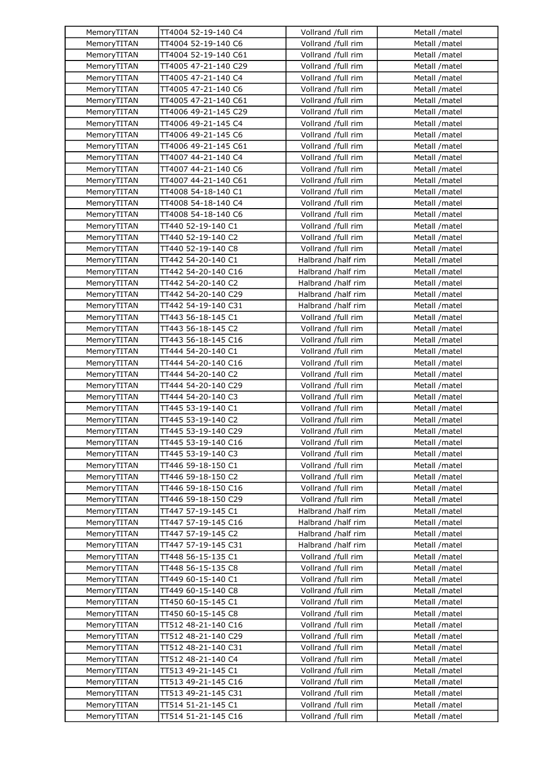| MemoryTITAN | TT4004 52-19-140 C4 | Vollrand /full rim | Metall /matel |
|---|---|---|---|
| MemoryTITAN | TT4004 52-19-140 C6 | Vollrand /full rim | Metall /matel |
| MemoryTITAN | TT4004 52-19-140 C61 | Vollrand /full rim | Metall /matel |
| MemoryTITAN | TT4005 47-21-140 C29 | Vollrand /full rim | Metall /matel |
| MemoryTITAN | TT4005 47-21-140 C4 | Vollrand /full rim | Metall /matel |
| MemoryTITAN | TT4005 47-21-140 C6 | Vollrand /full rim | Metall /matel |
| MemoryTITAN | TT4005 47-21-140 C61 | Vollrand /full rim | Metall /matel |
| MemoryTITAN | TT4006 49-21-145 C29 | Vollrand /full rim | Metall /matel |
| MemoryTITAN | TT4006 49-21-145 C4 | Vollrand /full rim | Metall /matel |
| MemoryTITAN | TT4006 49-21-145 C6 | Vollrand /full rim | Metall /matel |
| MemoryTITAN | TT4006 49-21-145 C61 | Vollrand /full rim | Metall /matel |
| MemoryTITAN | TT4007 44-21-140 C4 | Vollrand /full rim | Metall /matel |
| MemoryTITAN | TT4007 44-21-140 C6 | Vollrand /full rim | Metall /matel |
| MemoryTITAN | TT4007 44-21-140 C61 | Vollrand /full rim | Metall /matel |
| MemoryTITAN | TT4008 54-18-140 C1 | Vollrand /full rim | Metall /matel |
| MemoryTITAN | TT4008 54-18-140 C4 | Vollrand /full rim | Metall /matel |
| MemoryTITAN | TT4008 54-18-140 C6 | Vollrand /full rim | Metall /matel |
| MemoryTITAN | TT440 52-19-140 C1 | Vollrand /full rim | Metall /matel |
| MemoryTITAN | TT440 52-19-140 C2 | Vollrand /full rim | Metall /matel |
| MemoryTITAN | TT440 52-19-140 C8 | Vollrand /full rim | Metall /matel |
| MemoryTITAN | TT442 54-20-140 C1 | Halbrand /half rim | Metall /matel |
| MemoryTITAN | TT442 54-20-140 C16 | Halbrand /half rim | Metall /matel |
| MemoryTITAN | TT442 54-20-140 C2 | Halbrand /half rim | Metall /matel |
| MemoryTITAN | TT442 54-20-140 C29 | Halbrand /half rim | Metall /matel |
| MemoryTITAN | TT442 54-19-140 C31 | Halbrand /half rim | Metall /matel |
| MemoryTITAN | TT443 56-18-145 C1 | Vollrand /full rim | Metall /matel |
| MemoryTITAN | TT443 56-18-145 C2 | Vollrand /full rim | Metall /matel |
| MemoryTITAN | TT443 56-18-145 C16 | Vollrand /full rim | Metall /matel |
| MemoryTITAN | TT444 54-20-140 C1 | Vollrand /full rim | Metall /matel |
| MemoryTITAN | TT444 54-20-140 C16 | Vollrand /full rim | Metall /matel |
| MemoryTITAN | TT444 54-20-140 C2 | Vollrand /full rim | Metall /matel |
| MemoryTITAN | TT444 54-20-140 C29 | Vollrand /full rim | Metall /matel |
| MemoryTITAN | TT444 54-20-140 C3 | Vollrand /full rim | Metall /matel |
| MemoryTITAN | TT445 53-19-140 C1 | Vollrand /full rim | Metall /matel |
| MemoryTITAN | TT445 53-19-140 C2 | Vollrand /full rim | Metall /matel |
| MemoryTITAN | TT445 53-19-140 C29 | Vollrand /full rim | Metall /matel |
| MemoryTITAN | TT445 53-19-140 C16 | Vollrand /full rim | Metall /matel |
| MemoryTITAN | TT445 53-19-140 C3 | Vollrand /full rim | Metall /matel |
| MemoryTITAN | TT446 59-18-150 C1 | Vollrand /full rim | Metall /matel |
| MemoryTITAN | TT446 59-18-150 C2 | Vollrand /full rim | Metall /matel |
| MemoryTITAN | TT446 59-18-150 C16 | Vollrand /full rim | Metall /matel |
| MemoryTITAN | TT446 59-18-150 C29 | Vollrand /full rim | Metall /matel |
| MemoryTITAN | TT447 57-19-145 C1 | Halbrand /half rim | Metall /matel |
| MemoryTITAN | TT447 57-19-145 C16 | Halbrand /half rim | Metall /matel |
| MemoryTITAN | TT447 57-19-145 C2 | Halbrand /half rim | Metall /matel |
| MemoryTITAN | TT447 57-19-145 C31 | Halbrand /half rim | Metall /matel |
| MemoryTITAN | TT448 56-15-135 C1 | Vollrand /full rim | Metall /matel |
| MemoryTITAN | TT448 56-15-135 C8 | Vollrand /full rim | Metall /matel |
| MemoryTITAN | TT449 60-15-140 C1 | Vollrand /full rim | Metall /matel |
| MemoryTITAN | TT449 60-15-140 C8 | Vollrand /full rim | Metall /matel |
| MemoryTITAN | TT450 60-15-145 C1 | Vollrand /full rim | Metall /matel |
| MemoryTITAN | TT450 60-15-145 C8 | Vollrand /full rim | Metall /matel |
| MemoryTITAN | TT512 48-21-140 C16 | Vollrand /full rim | Metall /matel |
| MemoryTITAN | TT512 48-21-140 C29 | Vollrand /full rim | Metall /matel |
| MemoryTITAN | TT512 48-21-140 C31 | Vollrand /full rim | Metall /matel |
| MemoryTITAN | TT512 48-21-140 C4 | Vollrand /full rim | Metall /matel |
| MemoryTITAN | TT513 49-21-145 C1 | Vollrand /full rim | Metall /matel |
| MemoryTITAN | TT513 49-21-145 C16 | Vollrand /full rim | Metall /matel |
| MemoryTITAN | TT513 49-21-145 C31 | Vollrand /full rim | Metall /matel |
| MemoryTITAN | TT514 51-21-145 C1 | Vollrand /full rim | Metall /matel |
| MemoryTITAN | TT514 51-21-145 C16 | Vollrand /full rim | Metall /matel |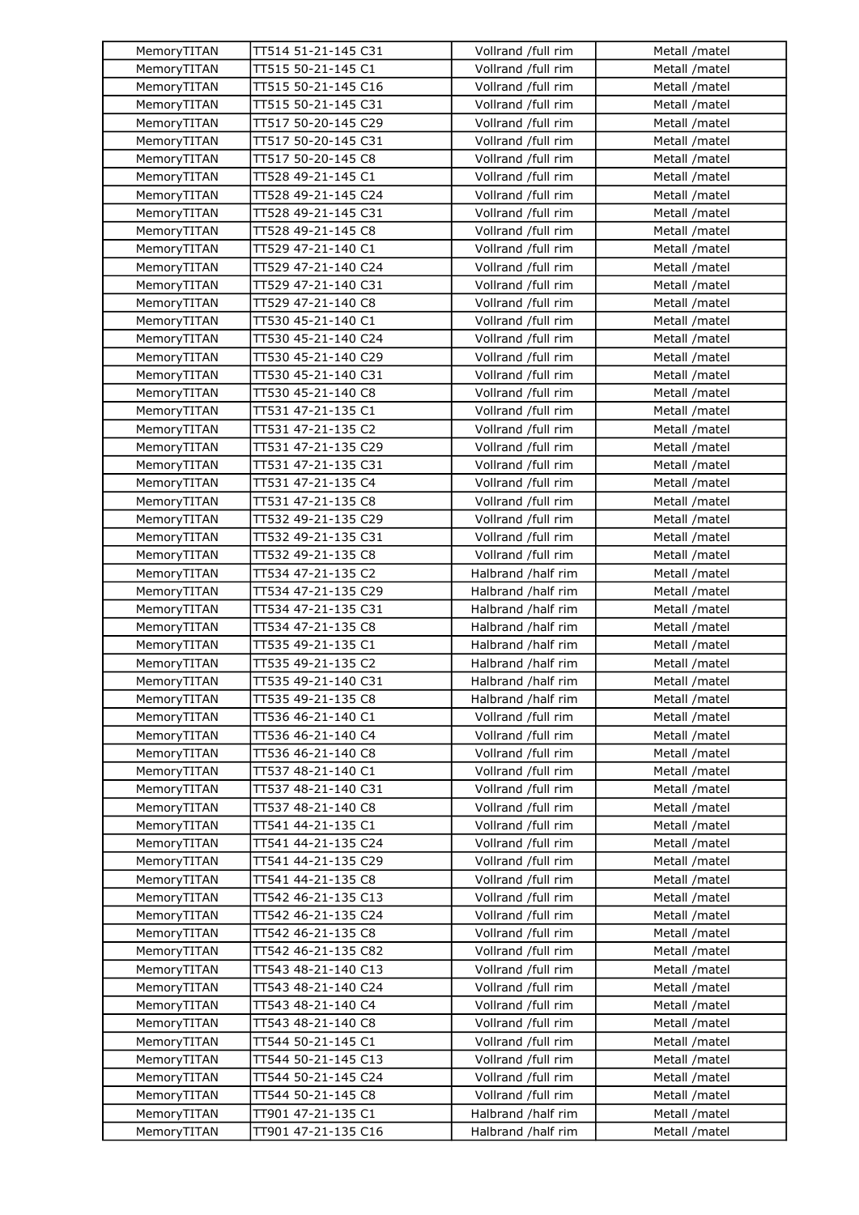| | | | |
|---|---|---|---|
| MemoryTITAN | TT514 51-21-145 C31 | Vollrand /full rim | Metall /matel |
| MemoryTITAN | TT515 50-21-145 C1 | Vollrand /full rim | Metall /matel |
| MemoryTITAN | TT515 50-21-145 C16 | Vollrand /full rim | Metall /matel |
| MemoryTITAN | TT515 50-21-145 C31 | Vollrand /full rim | Metall /matel |
| MemoryTITAN | TT517 50-20-145 C29 | Vollrand /full rim | Metall /matel |
| MemoryTITAN | TT517 50-20-145 C31 | Vollrand /full rim | Metall /matel |
| MemoryTITAN | TT517 50-20-145 C8 | Vollrand /full rim | Metall /matel |
| MemoryTITAN | TT528 49-21-145 C1 | Vollrand /full rim | Metall /matel |
| MemoryTITAN | TT528 49-21-145 C24 | Vollrand /full rim | Metall /matel |
| MemoryTITAN | TT528 49-21-145 C31 | Vollrand /full rim | Metall /matel |
| MemoryTITAN | TT528 49-21-145 C8 | Vollrand /full rim | Metall /matel |
| MemoryTITAN | TT529 47-21-140 C1 | Vollrand /full rim | Metall /matel |
| MemoryTITAN | TT529 47-21-140 C24 | Vollrand /full rim | Metall /matel |
| MemoryTITAN | TT529 47-21-140 C31 | Vollrand /full rim | Metall /matel |
| MemoryTITAN | TT529 47-21-140 C8 | Vollrand /full rim | Metall /matel |
| MemoryTITAN | TT530 45-21-140 C1 | Vollrand /full rim | Metall /matel |
| MemoryTITAN | TT530 45-21-140 C24 | Vollrand /full rim | Metall /matel |
| MemoryTITAN | TT530 45-21-140 C29 | Vollrand /full rim | Metall /matel |
| MemoryTITAN | TT530 45-21-140 C31 | Vollrand /full rim | Metall /matel |
| MemoryTITAN | TT530 45-21-140 C8 | Vollrand /full rim | Metall /matel |
| MemoryTITAN | TT531 47-21-135 C1 | Vollrand /full rim | Metall /matel |
| MemoryTITAN | TT531 47-21-135 C2 | Vollrand /full rim | Metall /matel |
| MemoryTITAN | TT531 47-21-135 C29 | Vollrand /full rim | Metall /matel |
| MemoryTITAN | TT531 47-21-135 C31 | Vollrand /full rim | Metall /matel |
| MemoryTITAN | TT531 47-21-135 C4 | Vollrand /full rim | Metall /matel |
| MemoryTITAN | TT531 47-21-135 C8 | Vollrand /full rim | Metall /matel |
| MemoryTITAN | TT532 49-21-135 C29 | Vollrand /full rim | Metall /matel |
| MemoryTITAN | TT532 49-21-135 C31 | Vollrand /full rim | Metall /matel |
| MemoryTITAN | TT532 49-21-135 C8 | Vollrand /full rim | Metall /matel |
| MemoryTITAN | TT534 47-21-135 C2 | Halbrand /half rim | Metall /matel |
| MemoryTITAN | TT534 47-21-135 C29 | Halbrand /half rim | Metall /matel |
| MemoryTITAN | TT534 47-21-135 C31 | Halbrand /half rim | Metall /matel |
| MemoryTITAN | TT534 47-21-135 C8 | Halbrand /half rim | Metall /matel |
| MemoryTITAN | TT535 49-21-135 C1 | Halbrand /half rim | Metall /matel |
| MemoryTITAN | TT535 49-21-135 C2 | Halbrand /half rim | Metall /matel |
| MemoryTITAN | TT535 49-21-140 C31 | Halbrand /half rim | Metall /matel |
| MemoryTITAN | TT535 49-21-135 C8 | Halbrand /half rim | Metall /matel |
| MemoryTITAN | TT536 46-21-140 C1 | Vollrand /full rim | Metall /matel |
| MemoryTITAN | TT536 46-21-140 C4 | Vollrand /full rim | Metall /matel |
| MemoryTITAN | TT536 46-21-140 C8 | Vollrand /full rim | Metall /matel |
| MemoryTITAN | TT537 48-21-140 C1 | Vollrand /full rim | Metall /matel |
| MemoryTITAN | TT537 48-21-140 C31 | Vollrand /full rim | Metall /matel |
| MemoryTITAN | TT537 48-21-140 C8 | Vollrand /full rim | Metall /matel |
| MemoryTITAN | TT541 44-21-135 C1 | Vollrand /full rim | Metall /matel |
| MemoryTITAN | TT541 44-21-135 C24 | Vollrand /full rim | Metall /matel |
| MemoryTITAN | TT541 44-21-135 C29 | Vollrand /full rim | Metall /matel |
| MemoryTITAN | TT541 44-21-135 C8 | Vollrand /full rim | Metall /matel |
| MemoryTITAN | TT542 46-21-135 C13 | Vollrand /full rim | Metall /matel |
| MemoryTITAN | TT542 46-21-135 C24 | Vollrand /full rim | Metall /matel |
| MemoryTITAN | TT542 46-21-135 C8 | Vollrand /full rim | Metall /matel |
| MemoryTITAN | TT542 46-21-135 C82 | Vollrand /full rim | Metall /matel |
| MemoryTITAN | TT543 48-21-140 C13 | Vollrand /full rim | Metall /matel |
| MemoryTITAN | TT543 48-21-140 C24 | Vollrand /full rim | Metall /matel |
| MemoryTITAN | TT543 48-21-140 C4 | Vollrand /full rim | Metall /matel |
| MemoryTITAN | TT543 48-21-140 C8 | Vollrand /full rim | Metall /matel |
| MemoryTITAN | TT544 50-21-145 C1 | Vollrand /full rim | Metall /matel |
| MemoryTITAN | TT544 50-21-145 C13 | Vollrand /full rim | Metall /matel |
| MemoryTITAN | TT544 50-21-145 C24 | Vollrand /full rim | Metall /matel |
| MemoryTITAN | TT544 50-21-145 C8 | Vollrand /full rim | Metall /matel |
| MemoryTITAN | TT901 47-21-135 C1 | Halbrand /half rim | Metall /matel |
| MemoryTITAN | TT901 47-21-135 C16 | Halbrand /half rim | Metall /matel |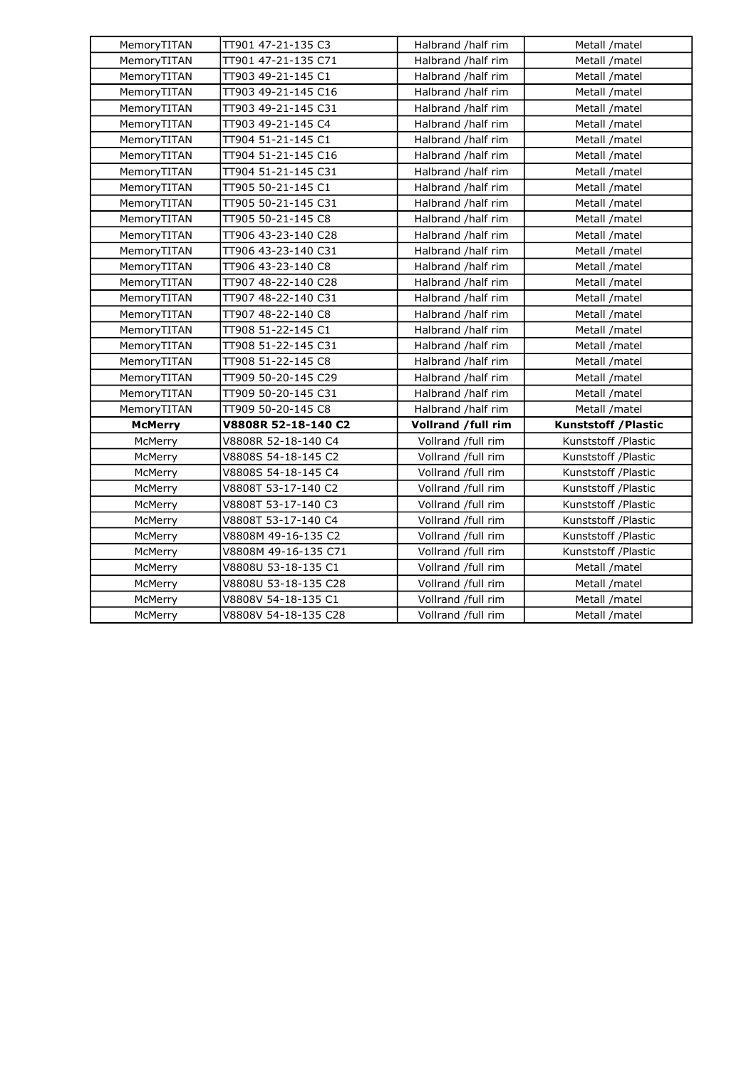| | | | |
|---|---|---|---|
| MemoryTITAN | TT901 47-21-135 C3 | Halbrand /half rim | Metall /matel |
| MemoryTITAN | TT901 47-21-135 C71 | Halbrand /half rim | Metall /matel |
| MemoryTITAN | TT903 49-21-145 C1 | Halbrand /half rim | Metall /matel |
| MemoryTITAN | TT903 49-21-145 C16 | Halbrand /half rim | Metall /matel |
| MemoryTITAN | TT903 49-21-145 C31 | Halbrand /half rim | Metall /matel |
| MemoryTITAN | TT903 49-21-145 C4 | Halbrand /half rim | Metall /matel |
| MemoryTITAN | TT904 51-21-145 C1 | Halbrand /half rim | Metall /matel |
| MemoryTITAN | TT904 51-21-145 C16 | Halbrand /half rim | Metall /matel |
| MemoryTITAN | TT904 51-21-145 C31 | Halbrand /half rim | Metall /matel |
| MemoryTITAN | TT905 50-21-145 C1 | Halbrand /half rim | Metall /matel |
| MemoryTITAN | TT905 50-21-145 C31 | Halbrand /half rim | Metall /matel |
| MemoryTITAN | TT905 50-21-145 C8 | Halbrand /half rim | Metall /matel |
| MemoryTITAN | TT906 43-23-140 C28 | Halbrand /half rim | Metall /matel |
| MemoryTITAN | TT906 43-23-140 C31 | Halbrand /half rim | Metall /matel |
| MemoryTITAN | TT906 43-23-140 C8 | Halbrand /half rim | Metall /matel |
| MemoryTITAN | TT907 48-22-140 C28 | Halbrand /half rim | Metall /matel |
| MemoryTITAN | TT907 48-22-140 C31 | Halbrand /half rim | Metall /matel |
| MemoryTITAN | TT907 48-22-140 C8 | Halbrand /half rim | Metall /matel |
| MemoryTITAN | TT908 51-22-145 C1 | Halbrand /half rim | Metall /matel |
| MemoryTITAN | TT908 51-22-145 C31 | Halbrand /half rim | Metall /matel |
| MemoryTITAN | TT908 51-22-145 C8 | Halbrand /half rim | Metall /matel |
| MemoryTITAN | TT909 50-20-145 C29 | Halbrand /half rim | Metall /matel |
| MemoryTITAN | TT909 50-20-145 C31 | Halbrand /half rim | Metall /matel |
| MemoryTITAN | TT909 50-20-145 C8 | Halbrand /half rim | Metall /matel |
| **McMerry** | **V8808R 52-18-140 C2** | **Vollrand /full rim** | **Kunststoff /Plastic** |
| McMerry | V8808R 52-18-140 C4 | Vollrand /full rim | Kunststoff /Plastic |
| McMerry | V8808S 54-18-145 C2 | Vollrand /full rim | Kunststoff /Plastic |
| McMerry | V8808S 54-18-145 C4 | Vollrand /full rim | Kunststoff /Plastic |
| McMerry | V8808T 53-17-140 C2 | Vollrand /full rim | Kunststoff /Plastic |
| McMerry | V8808T 53-17-140 C3 | Vollrand /full rim | Kunststoff /Plastic |
| McMerry | V8808T 53-17-140 C4 | Vollrand /full rim | Kunststoff /Plastic |
| McMerry | V8808M 49-16-135 C2 | Vollrand /full rim | Kunststoff /Plastic |
| McMerry | V8808M 49-16-135 C71 | Vollrand /full rim | Kunststoff /Plastic |
| McMerry | V8808U 53-18-135 C1 | Vollrand /full rim | Metall /matel |
| McMerry | V8808U 53-18-135 C28 | Vollrand /full rim | Metall /matel |
| McMerry | V8808V 54-18-135 C1 | Vollrand /full rim | Metall /matel |
| McMerry | V8808V 54-18-135 C28 | Vollrand /full rim | Metall /matel |